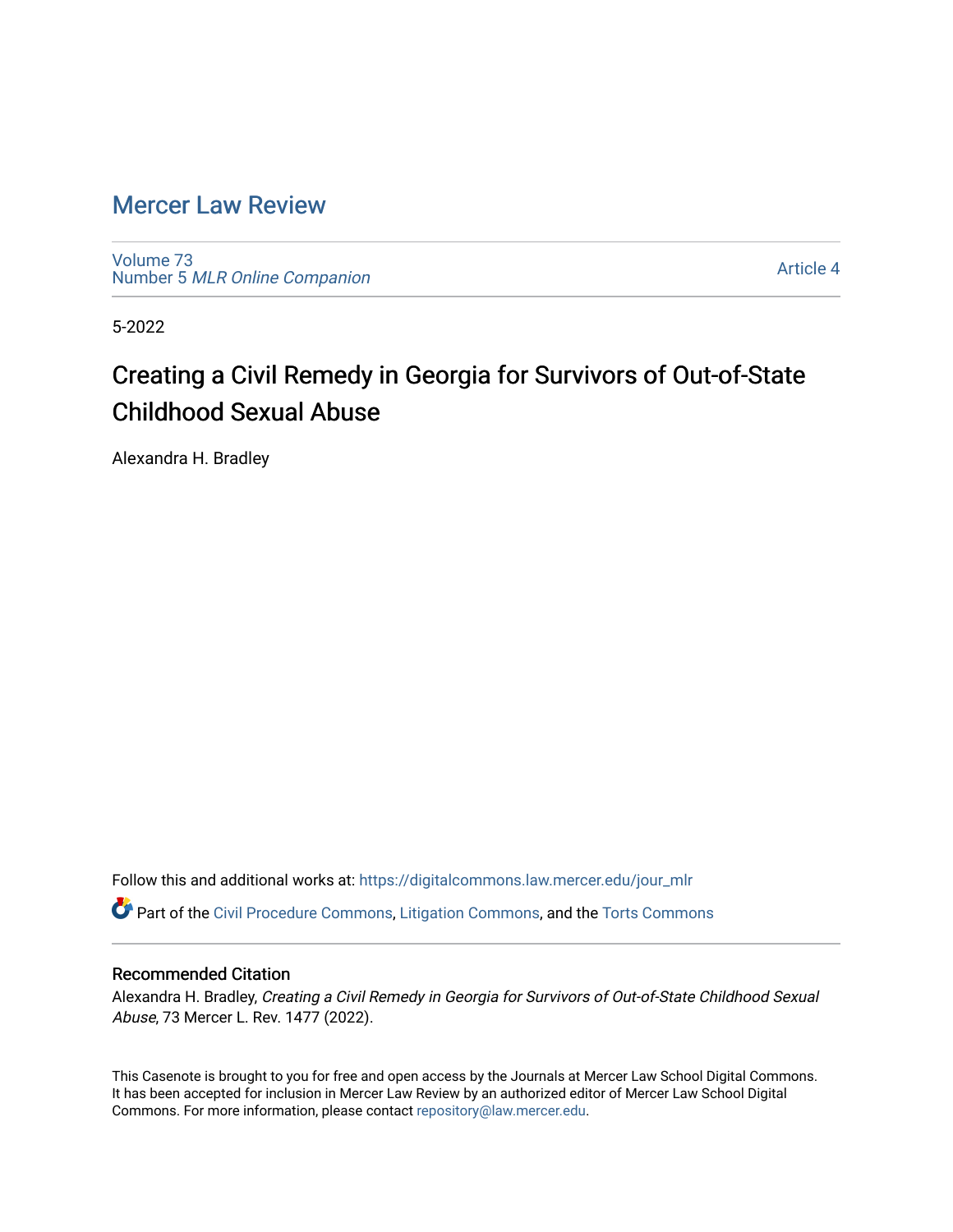# Mercer Law Review

Volume 73
Number 5 *MLR Online Companion*

Article 4

5-2022

## Creating a Civil Remedy in Georgia for Survivors of Out-of-State Childhood Sexual Abuse

Alexandra H. Bradley

Follow this and additional works at: https://digitalcommons.law.mercer.edu/jour_mlr

Part of the Civil Procedure Commons, Litigation Commons, and the Torts Commons

### Recommended Citation

Alexandra H. Bradley, *Creating a Civil Remedy in Georgia for Survivors of Out-of-State Childhood Sexual Abuse*, 73 Mercer L. Rev. 1477 (2022).

This Casenote is brought to you for free and open access by the Journals at Mercer Law School Digital Commons. It has been accepted for inclusion in Mercer Law Review by an authorized editor of Mercer Law School Digital Commons. For more information, please contact repository@law.mercer.edu.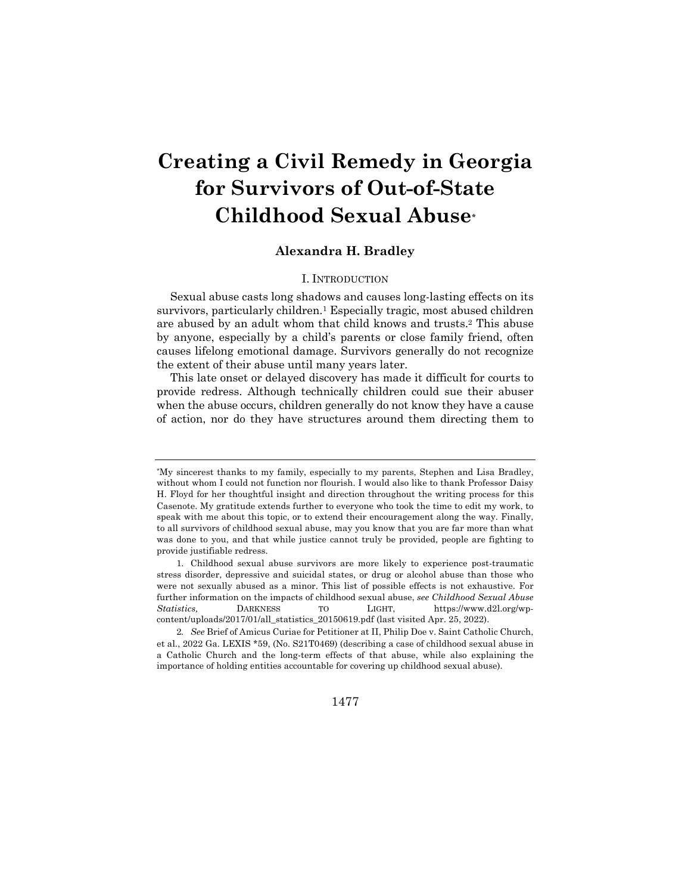# Creating a Civil Remedy in Georgia for Survivors of Out-of-State Childhood Sexual Abuse*

**Alexandra H. Bradley**

## I. Introduction

Sexual abuse casts long shadows and causes long-lasting effects on its survivors, particularly children.[1] Especially tragic, most abused children are abused by an adult whom that child knows and trusts.[2] This abuse by anyone, especially by a child's parents or close family friend, often causes lifelong emotional damage. Survivors generally do not recognize the extent of their abuse until many years later.

This late onset or delayed discovery has made it difficult for courts to provide redress. Although technically children could sue their abuser when the abuse occurs, children generally do not know they have a cause of action, nor do they have structures around them directing them to

---

*My sincerest thanks to my family, especially to my parents, Stephen and Lisa Bradley, without whom I could not function nor flourish. I would also like to thank Professor Daisy H. Floyd for her thoughtful insight and direction throughout the writing process for this Casenote. My gratitude extends further to everyone who took the time to edit my work, to speak with me about this topic, or to extend their encouragement along the way. Finally, to all survivors of childhood sexual abuse, may you know that you are far more than what was done to you, and that while justice cannot truly be provided, people are fighting to provide justifiable redress.

1. Childhood sexual abuse survivors are more likely to experience post-traumatic stress disorder, depressive and suicidal states, or drug or alcohol abuse than those who were not sexually abused as a minor. This list of possible effects is not exhaustive. For further information on the impacts of childhood sexual abuse, *see Childhood Sexual Abuse Statistics*, Darkness to Light, https://www.d2l.org/wp-content/uploads/2017/01/all_statistics_20150619.pdf (last visited Apr. 25, 2022).

2. *See* Brief of Amicus Curiae for Petitioner at II, Philip Doe v. Saint Catholic Church, et al., 2022 Ga. LEXIS *59, (No. S21T0469) (describing a case of childhood sexual abuse in a Catholic Church and the long-term effects of that abuse, while also explaining the importance of holding entities accountable for covering up childhood sexual abuse).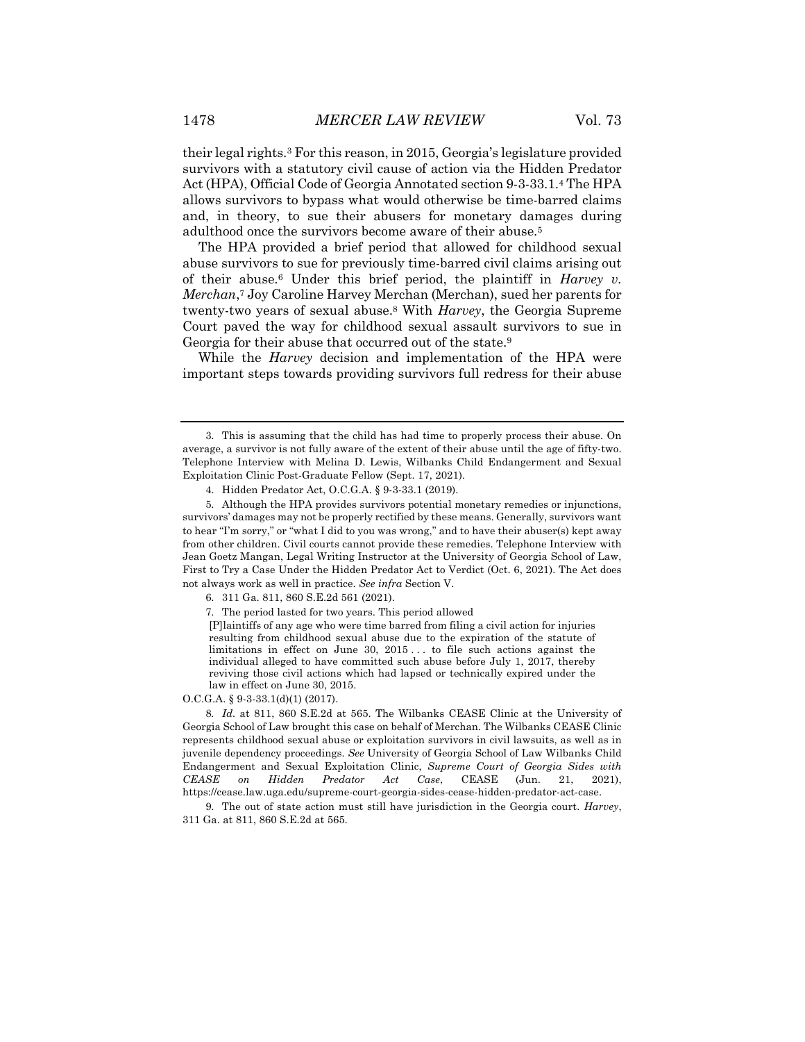their legal rights.[3] For this reason, in 2015, Georgia's legislature provided survivors with a statutory civil cause of action via the Hidden Predator Act (HPA), Official Code of Georgia Annotated section 9-3-33.1.[4] The HPA allows survivors to bypass what would otherwise be time-barred claims and, in theory, to sue their abusers for monetary damages during adulthood once the survivors become aware of their abuse.[5]

The HPA provided a brief period that allowed for childhood sexual abuse survivors to sue for previously time-barred civil claims arising out of their abuse.[6] Under this brief period, the plaintiff in *Harvey v. Merchan*,[7] Joy Caroline Harvey Merchan (Merchan), sued her parents for twenty-two years of sexual abuse.[8] With *Harvey*, the Georgia Supreme Court paved the way for childhood sexual assault survivors to sue in Georgia for their abuse that occurred out of the state.[9]

While the *Harvey* decision and implementation of the HPA were important steps towards providing survivors full redress for their abuse

---

3. This is assuming that the child has had time to properly process their abuse. On average, a survivor is not fully aware of the extent of their abuse until the age of fifty-two. Telephone Interview with Melina D. Lewis, Wilbanks Child Endangerment and Sexual Exploitation Clinic Post-Graduate Fellow (Sept. 17, 2021).

4. Hidden Predator Act, O.C.G.A. § 9-3-33.1 (2019).

5. Although the HPA provides survivors potential monetary remedies or injunctions, survivors' damages may not be properly rectified by these means. Generally, survivors want to hear "I'm sorry," or "what I did to you was wrong," and to have their abuser(s) kept away from other children. Civil courts cannot provide these remedies. Telephone Interview with Jean Goetz Mangan, Legal Writing Instructor at the University of Georgia School of Law, First to Try a Case Under the Hidden Predator Act to Verdict (Oct. 6, 2021). The Act does not always work as well in practice. *See infra* Section V.

6. 311 Ga. 811, 860 S.E.2d 561 (2021).

7. The period lasted for two years. This period allowed

> [P]laintiffs of any age who were time barred from filing a civil action for injuries resulting from childhood sexual abuse due to the expiration of the statute of limitations in effect on June 30, 2015 . . . to file such actions against the individual alleged to have committed such abuse before July 1, 2017, thereby reviving those civil actions which had lapsed or technically expired under the law in effect on June 30, 2015.

O.C.G.A. § 9-3-33.1(d)(1) (2017).

8. *Id.* at 811, 860 S.E.2d at 565. The Wilbanks CEASE Clinic at the University of Georgia School of Law brought this case on behalf of Merchan. The Wilbanks CEASE Clinic represents childhood sexual abuse or exploitation survivors in civil lawsuits, as well as in juvenile dependency proceedings. *See* University of Georgia School of Law Wilbanks Child Endangerment and Sexual Exploitation Clinic, *Supreme Court of Georgia Sides with CEASE on Hidden Predator Act Case*, CEASE (Jun. 21, 2021), https://cease.law.uga.edu/supreme-court-georgia-sides-cease-hidden-predator-act-case.

9. The out of state action must still have jurisdiction in the Georgia court. *Harvey*, 311 Ga. at 811, 860 S.E.2d at 565.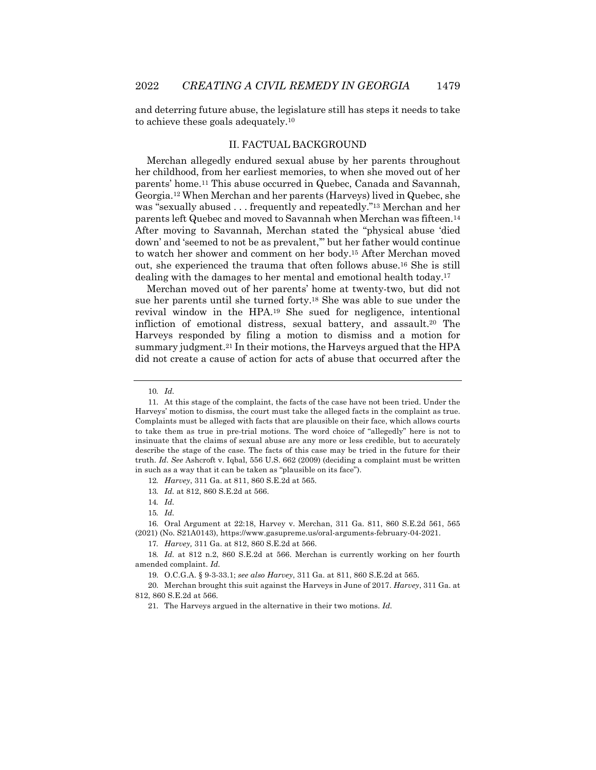and deterring future abuse, the legislature still has steps it needs to take to achieve these goals adequately.[10]

## II. FACTUAL BACKGROUND

Merchan allegedly endured sexual abuse by her parents throughout her childhood, from her earliest memories, to when she moved out of her parents' home.[11] This abuse occurred in Quebec, Canada and Savannah, Georgia.[12] When Merchan and her parents (Harveys) lived in Quebec, she was "sexually abused . . . frequently and repeatedly."[13] Merchan and her parents left Quebec and moved to Savannah when Merchan was fifteen.[14] After moving to Savannah, Merchan stated the "physical abuse 'died down' and 'seemed to not be as prevalent,'" but her father would continue to watch her shower and comment on her body.[15] After Merchan moved out, she experienced the trauma that often follows abuse.[16] She is still dealing with the damages to her mental and emotional health today.[17]

Merchan moved out of her parents' home at twenty-two, but did not sue her parents until she turned forty.[18] She was able to sue under the revival window in the HPA.[19] She sued for negligence, intentional infliction of emotional distress, sexual battery, and assault.[20] The Harveys responded by filing a motion to dismiss and a motion for summary judgment.[21] In their motions, the Harveys argued that the HPA did not create a cause of action for acts of abuse that occurred after the

---

10. *Id.*

11. At this stage of the complaint, the facts of the case have not been tried. Under the Harveys' motion to dismiss, the court must take the alleged facts in the complaint as true. Complaints must be alleged with facts that are plausible on their face, which allows courts to take them as true in pre-trial motions. The word choice of "allegedly" here is not to insinuate that the claims of sexual abuse are any more or less credible, but to accurately describe the stage of the case. The facts of this case may be tried in the future for their truth. *Id. See* Ashcroft v. Iqbal, 556 U.S. 662 (2009) (deciding a complaint must be written in such as a way that it can be taken as "plausible on its face").

12. *Harvey*, 311 Ga. at 811, 860 S.E.2d at 565.

13. *Id.* at 812, 860 S.E.2d at 566.

14. *Id.*

15. *Id.*

16. Oral Argument at 22:18, Harvey v. Merchan, 311 Ga. 811, 860 S.E.2d 561, 565 (2021) (No. S21A0143), https://www.gasupreme.us/oral-arguments-february-04-2021.

17. *Harvey,* 311 Ga. at 812, 860 S.E.2d at 566.

18. *Id.* at 812 n.2, 860 S.E.2d at 566. Merchan is currently working on her fourth amended complaint. *Id.*

19. O.C.G.A. § 9-3-33.1; *see also Harvey*, 311 Ga. at 811, 860 S.E.2d at 565.

20. Merchan brought this suit against the Harveys in June of 2017. *Harvey*, 311 Ga. at 812, 860 S.E.2d at 566.

21. The Harveys argued in the alternative in their two motions. *Id.*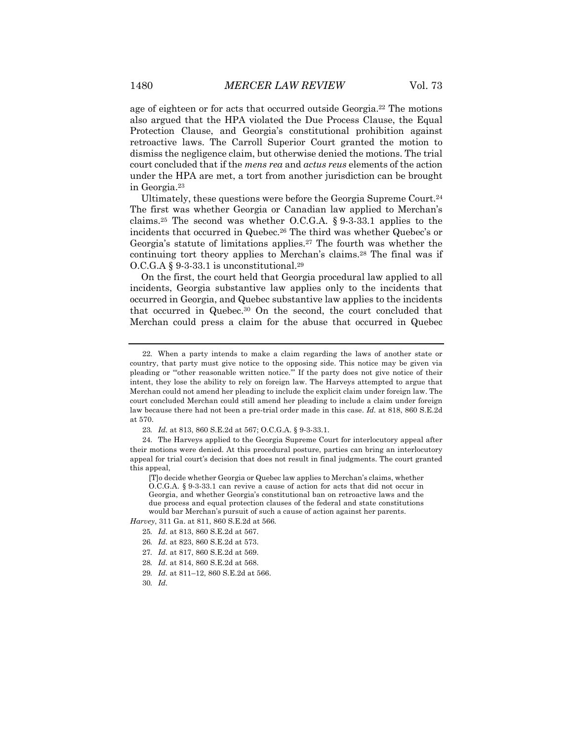age of eighteen or for acts that occurred outside Georgia.[22] The motions also argued that the HPA violated the Due Process Clause, the Equal Protection Clause, and Georgia's constitutional prohibition against retroactive laws. The Carroll Superior Court granted the motion to dismiss the negligence claim, but otherwise denied the motions. The trial court concluded that if the *mens rea* and *actus reus* elements of the action under the HPA are met, a tort from another jurisdiction can be brought in Georgia.[23]

Ultimately, these questions were before the Georgia Supreme Court.[24] The first was whether Georgia or Canadian law applied to Merchan's claims.[25] The second was whether O.C.G.A. § 9-3-33.1 applies to the incidents that occurred in Quebec.[26] The third was whether Quebec's or Georgia's statute of limitations applies.[27] The fourth was whether the continuing tort theory applies to Merchan's claims.[28] The final was if O.C.G.A § 9-3-33.1 is unconstitutional.[29]

On the first, the court held that Georgia procedural law applied to all incidents, Georgia substantive law applies only to the incidents that occurred in Georgia, and Quebec substantive law applies to the incidents that occurred in Quebec.[30] On the second, the court concluded that Merchan could press a claim for the abuse that occurred in Quebec

---

22. When a party intends to make a claim regarding the laws of another state or country, that party must give notice to the opposing side. This notice may be given via pleading or "'other reasonable written notice.'" If the party does not give notice of their intent, they lose the ability to rely on foreign law. The Harveys attempted to argue that Merchan could not amend her pleading to include the explicit claim under foreign law. The court concluded Merchan could still amend her pleading to include a claim under foreign law because there had not been a pre-trial order made in this case. *Id.* at 818, 860 S.E.2d at 570.

23. *Id.* at 813, 860 S.E.2d at 567; O.C.G.A. § 9-3-33.1.

24. The Harveys applied to the Georgia Supreme Court for interlocutory appeal after their motions were denied. At this procedural posture, parties can bring an interlocutory appeal for trial court's decision that does not result in final judgments. The court granted this appeal,

> [T]o decide whether Georgia or Quebec law applies to Merchan's claims, whether O.C.G.A. § 9-3-33.1 can revive a cause of action for acts that did not occur in Georgia, and whether Georgia's constitutional ban on retroactive laws and the due process and equal protection clauses of the federal and state constitutions would bar Merchan's pursuit of such a cause of action against her parents.

*Harvey*, 311 Ga. at 811, 860 S.E.2d at 566.

25. *Id.* at 813, 860 S.E.2d at 567.

26. *Id.* at 823, 860 S.E.2d at 573.

27. *Id.* at 817, 860 S.E.2d at 569.

28. *Id.* at 814, 860 S.E.2d at 568.

29. *Id.* at 811–12, 860 S.E.2d at 566.

30. *Id.*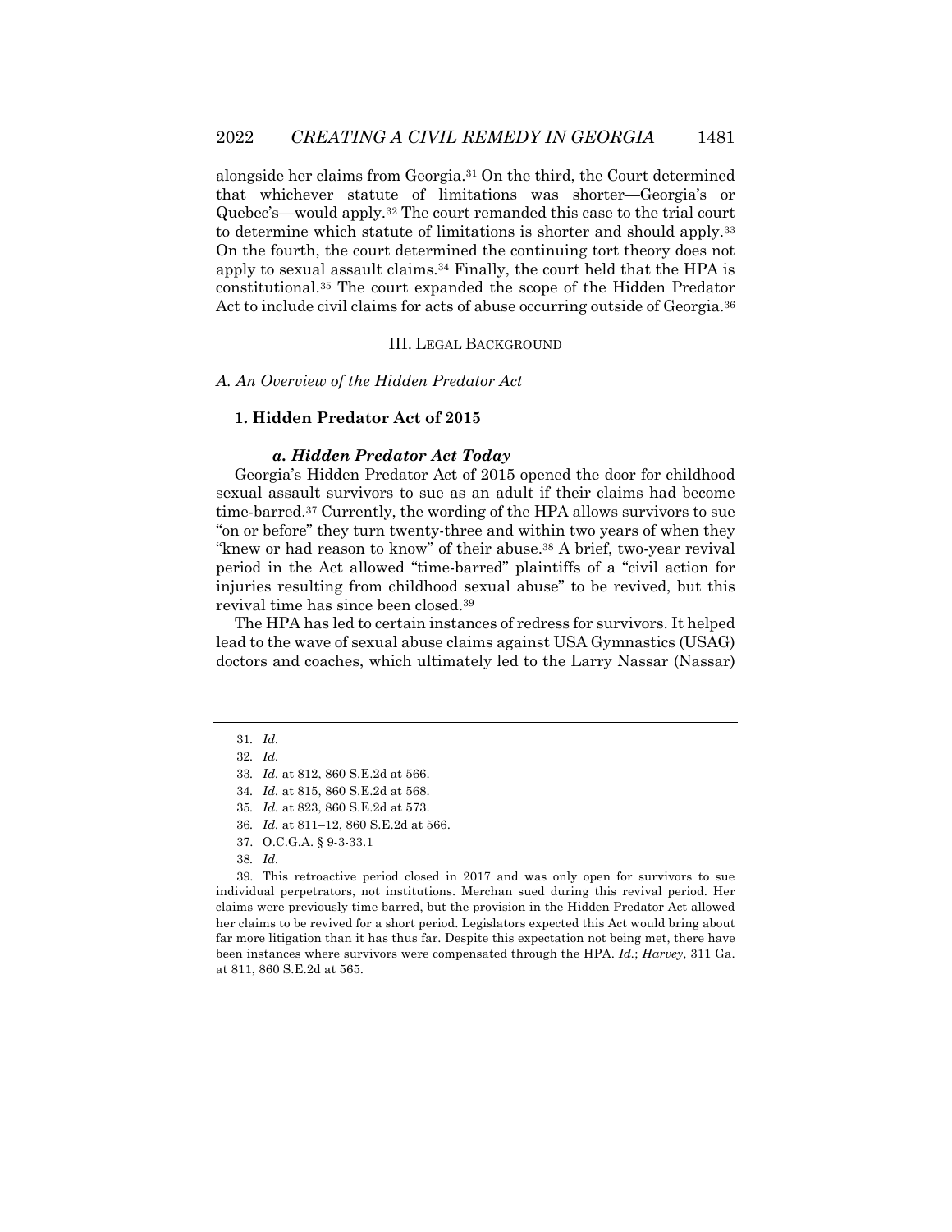alongside her claims from Georgia.[31] On the third, the Court determined that whichever statute of limitations was shorter—Georgia's or Quebec's—would apply.[32] The court remanded this case to the trial court to determine which statute of limitations is shorter and should apply.[33] On the fourth, the court determined the continuing tort theory does not apply to sexual assault claims.[34] Finally, the court held that the HPA is constitutional.[35] The court expanded the scope of the Hidden Predator Act to include civil claims for acts of abuse occurring outside of Georgia.[36]

## III. LEGAL BACKGROUND

### *A. An Overview of the Hidden Predator Act*

#### 1. Hidden Predator Act of 2015

##### *a. Hidden Predator Act Today*

Georgia's Hidden Predator Act of 2015 opened the door for childhood sexual assault survivors to sue as an adult if their claims had become time-barred.[37] Currently, the wording of the HPA allows survivors to sue "on or before" they turn twenty-three and within two years of when they "knew or had reason to know" of their abuse.[38] A brief, two-year revival period in the Act allowed "time-barred" plaintiffs of a "civil action for injuries resulting from childhood sexual abuse" to be revived, but this revival time has since been closed.[39]

The HPA has led to certain instances of redress for survivors. It helped lead to the wave of sexual abuse claims against USA Gymnastics (USAG) doctors and coaches, which ultimately led to the Larry Nassar (Nassar)

---

31. *Id.*

32. *Id.*

33. *Id.* at 812, 860 S.E.2d at 566.

34. *Id.* at 815, 860 S.E.2d at 568.

35. *Id.* at 823, 860 S.E.2d at 573.

36. *Id.* at 811–12, 860 S.E.2d at 566.

37. O.C.G.A. § 9-3-33.1

38. *Id.*

39. This retroactive period closed in 2017 and was only open for survivors to sue individual perpetrators, not institutions. Merchan sued during this revival period. Her claims were previously time barred, but the provision in the Hidden Predator Act allowed her claims to be revived for a short period. Legislators expected this Act would bring about far more litigation than it has thus far. Despite this expectation not being met, there have been instances where survivors were compensated through the HPA. *Id.*; *Harvey*, 311 Ga. at 811, 860 S.E.2d at 565.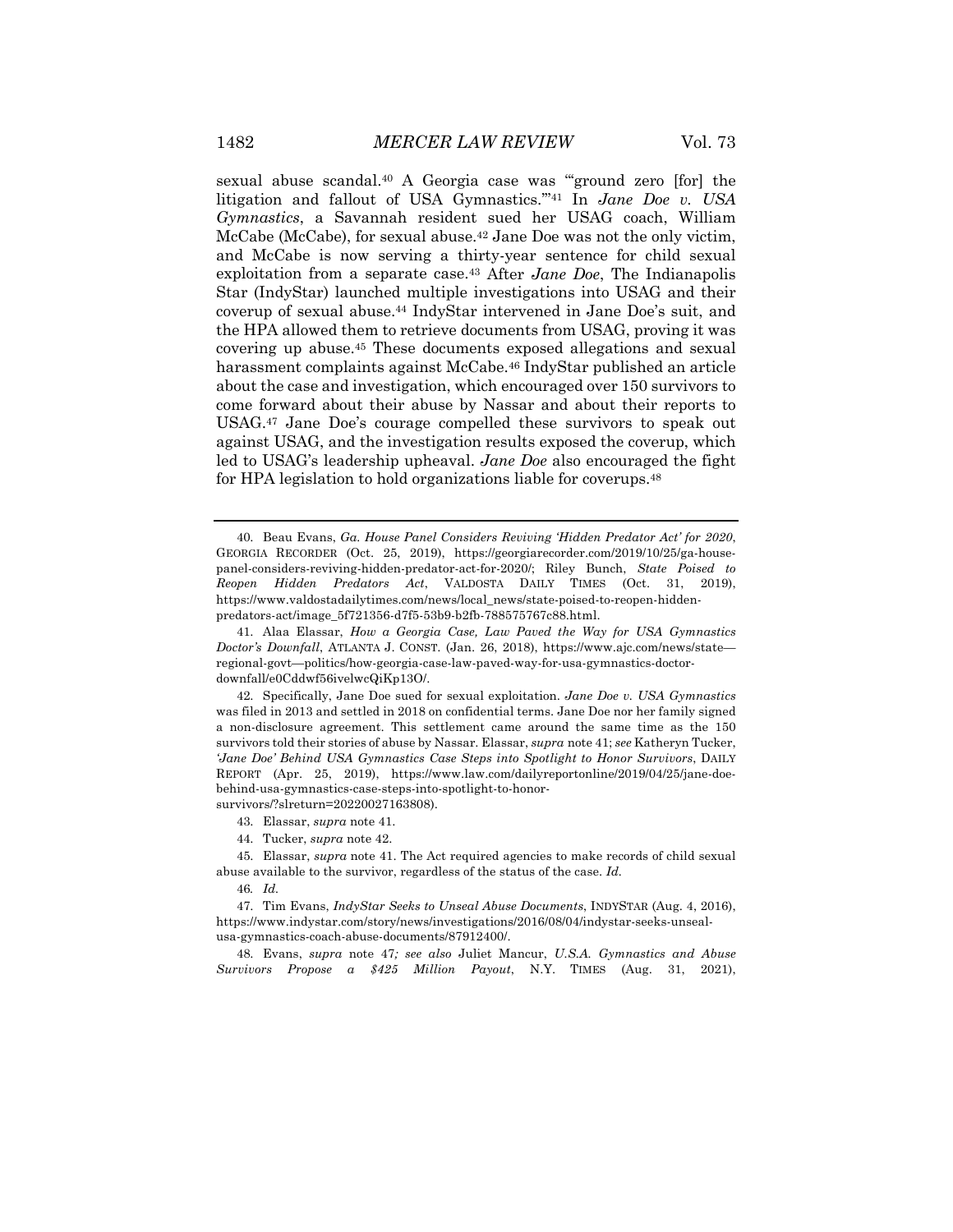sexual abuse scandal.[40] A Georgia case was "'ground zero [for] the litigation and fallout of USA Gymnastics.'"[41] In *Jane Doe v. USA Gymnastics*, a Savannah resident sued her USAG coach, William McCabe (McCabe), for sexual abuse.[42] Jane Doe was not the only victim, and McCabe is now serving a thirty-year sentence for child sexual exploitation from a separate case.[43] After *Jane Doe*, The Indianapolis Star (IndyStar) launched multiple investigations into USAG and their coverup of sexual abuse.[44] IndyStar intervened in Jane Doe's suit, and the HPA allowed them to retrieve documents from USAG, proving it was covering up abuse.[45] These documents exposed allegations and sexual harassment complaints against McCabe.[46] IndyStar published an article about the case and investigation, which encouraged over 150 survivors to come forward about their abuse by Nassar and about their reports to USAG.[47] Jane Doe's courage compelled these survivors to speak out against USAG, and the investigation results exposed the coverup, which led to USAG's leadership upheaval. *Jane Doe* also encouraged the fight for HPA legislation to hold organizations liable for coverups.[48]

---

40. Beau Evans, *Ga. House Panel Considers Reviving 'Hidden Predator Act' for 2020*, GEORGIA RECORDER (Oct. 25, 2019), https://georgiarecorder.com/2019/10/25/ga-house-panel-considers-reviving-hidden-predator-act-for-2020/; Riley Bunch, *State Poised to Reopen Hidden Predators Act*, VALDOSTA DAILY TIMES (Oct. 31, 2019), https://www.valdostadailytimes.com/news/local_news/state-poised-to-reopen-hidden-predators-act/image_5f721356-d7f5-53b9-b2fb-788575767c88.html.

41. Alaa Elassar, *How a Georgia Case, Law Paved the Way for USA Gymnastics Doctor's Downfall*, ATLANTA J. CONST. (Jan. 26, 2018), https://www.ajc.com/news/state—regional-govt—politics/how-georgia-case-law-paved-way-for-usa-gymnastics-doctor-downfall/e0Cddwf56ivelwcQiKp13O/.

42. Specifically, Jane Doe sued for sexual exploitation. *Jane Doe v. USA Gymnastics* was filed in 2013 and settled in 2018 on confidential terms. Jane Doe nor her family signed a non-disclosure agreement. This settlement came around the same time as the 150 survivors told their stories of abuse by Nassar. Elassar, *supra* note 41; *see* Katheryn Tucker, *'Jane Doe' Behind USA Gymnastics Case Steps into Spotlight to Honor Survivors*, DAILY REPORT (Apr. 25, 2019), https://www.law.com/dailyreportonline/2019/04/25/jane-doe-behind-usa-gymnastics-case-steps-into-spotlight-to-honor-survivors/?slreturn=20220027163808).

43. Elassar, *supra* note 41.

44. Tucker, *supra* note 42.

45. Elassar, *supra* note 41. The Act required agencies to make records of child sexual abuse available to the survivor, regardless of the status of the case. *Id.*

46. *Id.*

47. Tim Evans, *IndyStar Seeks to Unseal Abuse Documents*, INDYSTAR (Aug. 4, 2016), https://www.indystar.com/story/news/investigations/2016/08/04/indystar-seeks-unseal-usa-gymnastics-coach-abuse-documents/87912400/.

48. Evans, *supra* note 47*; see also* Juliet Mancur, *U.S.A. Gymnastics and Abuse Survivors Propose a $425 Million Payout*, N.Y. TIMES (Aug. 31, 2021),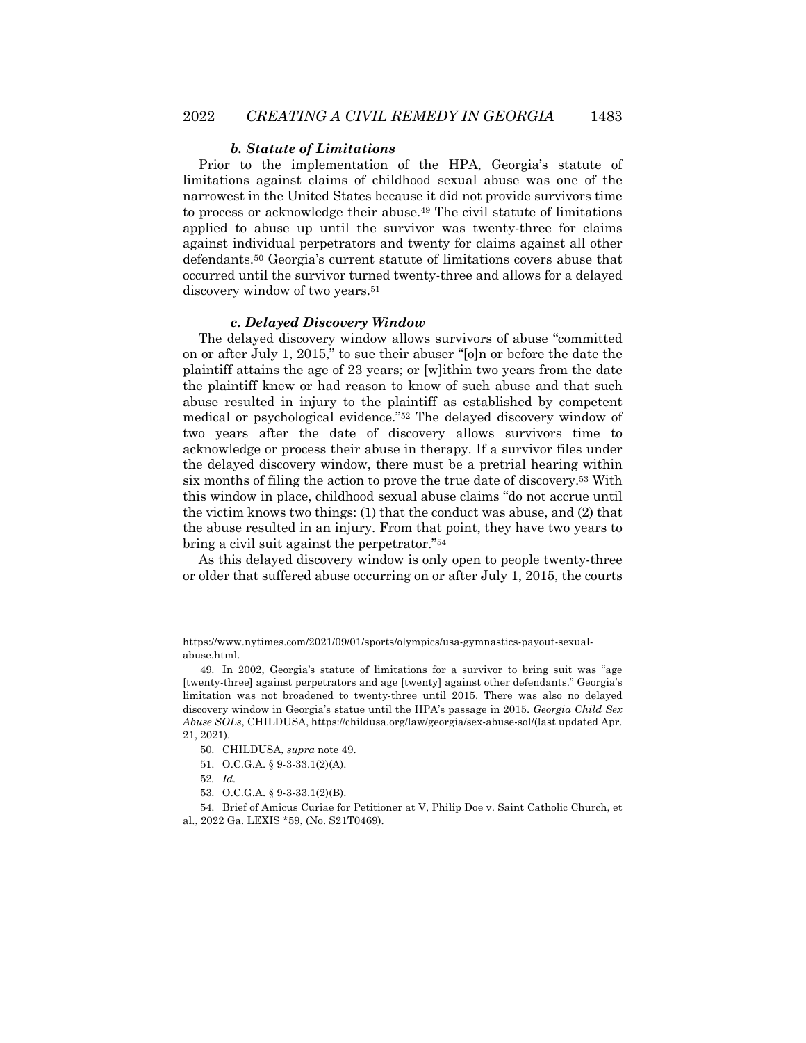### *b. Statute of Limitations*

Prior to the implementation of the HPA, Georgia's statute of limitations against claims of childhood sexual abuse was one of the narrowest in the United States because it did not provide survivors time to process or acknowledge their abuse.[49] The civil statute of limitations applied to abuse up until the survivor was twenty-three for claims against individual perpetrators and twenty for claims against all other defendants.[50] Georgia's current statute of limitations covers abuse that occurred until the survivor turned twenty-three and allows for a delayed discovery window of two years.[51]

### *c. Delayed Discovery Window*

The delayed discovery window allows survivors of abuse "committed on or after July 1, 2015," to sue their abuser "[o]n or before the date the plaintiff attains the age of 23 years; or [w]ithin two years from the date the plaintiff knew or had reason to know of such abuse and that such abuse resulted in injury to the plaintiff as established by competent medical or psychological evidence."[52] The delayed discovery window of two years after the date of discovery allows survivors time to acknowledge or process their abuse in therapy. If a survivor files under the delayed discovery window, there must be a pretrial hearing within six months of filing the action to prove the true date of discovery.[53] With this window in place, childhood sexual abuse claims "do not accrue until the victim knows two things: (1) that the conduct was abuse, and (2) that the abuse resulted in an injury. From that point, they have two years to bring a civil suit against the perpetrator."[54]

As this delayed discovery window is only open to people twenty-three or older that suffered abuse occurring on or after July 1, 2015, the courts

---

https://www.nytimes.com/2021/09/01/sports/olympics/usa-gymnastics-payout-sexual-abuse.html.

49. In 2002, Georgia's statute of limitations for a survivor to bring suit was "age [twenty-three] against perpetrators and age [twenty] against other defendants." Georgia's limitation was not broadened to twenty-three until 2015. There was also no delayed discovery window in Georgia's statue until the HPA's passage in 2015. *Georgia Child Sex Abuse SOLs*, CHILDUSA, https://childusa.org/law/georgia/sex-abuse-sol/(last updated Apr. 21, 2021).

50. CHILDUSA, *supra* note 49.

51. O.C.G.A. § 9-3-33.1(2)(A).

52. *Id.*

53. O.C.G.A. § 9-3-33.1(2)(B).

54. Brief of Amicus Curiae for Petitioner at V, Philip Doe v. Saint Catholic Church, et al., 2022 Ga. LEXIS *59, (No. S21T0469).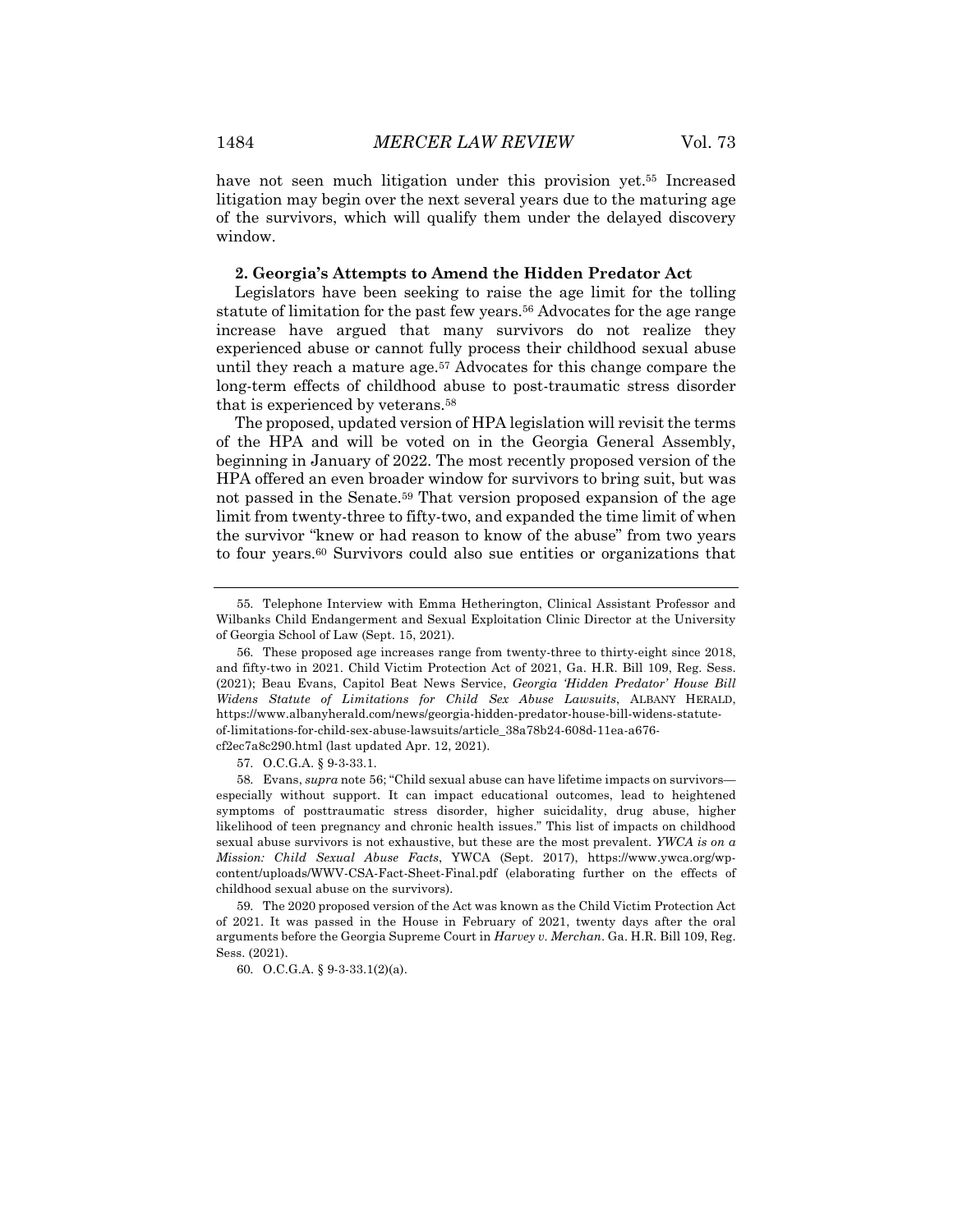have not seen much litigation under this provision yet.[55] Increased litigation may begin over the next several years due to the maturing age of the survivors, which will qualify them under the delayed discovery window.

### 2. Georgia's Attempts to Amend the Hidden Predator Act

Legislators have been seeking to raise the age limit for the tolling statute of limitation for the past few years.[56] Advocates for the age range increase have argued that many survivors do not realize they experienced abuse or cannot fully process their childhood sexual abuse until they reach a mature age.[57] Advocates for this change compare the long-term effects of childhood abuse to post-traumatic stress disorder that is experienced by veterans.[58]

The proposed, updated version of HPA legislation will revisit the terms of the HPA and will be voted on in the Georgia General Assembly, beginning in January of 2022. The most recently proposed version of the HPA offered an even broader window for survivors to bring suit, but was not passed in the Senate.[59] That version proposed expansion of the age limit from twenty-three to fifty-two, and expanded the time limit of when the survivor "knew or had reason to know of the abuse" from two years to four years.[60] Survivors could also sue entities or organizations that

---

55. Telephone Interview with Emma Hetherington, Clinical Assistant Professor and Wilbanks Child Endangerment and Sexual Exploitation Clinic Director at the University of Georgia School of Law (Sept. 15, 2021).

56. These proposed age increases range from twenty-three to thirty-eight since 2018, and fifty-two in 2021. Child Victim Protection Act of 2021, Ga. H.R. Bill 109, Reg. Sess. (2021); Beau Evans, Capitol Beat News Service, *Georgia 'Hidden Predator' House Bill Widens Statute of Limitations for Child Sex Abuse Lawsuits*, ALBANY HERALD, https://www.albanyherald.com/news/georgia-hidden-predator-house-bill-widens-statute-of-limitations-for-child-sex-abuse-lawsuits/article_38a78b24-608d-11ea-a676-cf2ec7a8c290.html (last updated Apr. 12, 2021).

57. O.C.G.A. § 9-3-33.1.

58. Evans, *supra* note 56; "Child sexual abuse can have lifetime impacts on survivors—especially without support. It can impact educational outcomes, lead to heightened symptoms of posttraumatic stress disorder, higher suicidality, drug abuse, higher likelihood of teen pregnancy and chronic health issues." This list of impacts on childhood sexual abuse survivors is not exhaustive, but these are the most prevalent. *YWCA is on a Mission: Child Sexual Abuse Facts*, YWCA (Sept. 2017), https://www.ywca.org/wp-content/uploads/WWV-CSA-Fact-Sheet-Final.pdf (elaborating further on the effects of childhood sexual abuse on the survivors).

59. The 2020 proposed version of the Act was known as the Child Victim Protection Act of 2021. It was passed in the House in February of 2021, twenty days after the oral arguments before the Georgia Supreme Court in *Harvey v. Merchan*. Ga. H.R. Bill 109, Reg. Sess. (2021).

60. O.C.G.A. § 9-3-33.1(2)(a).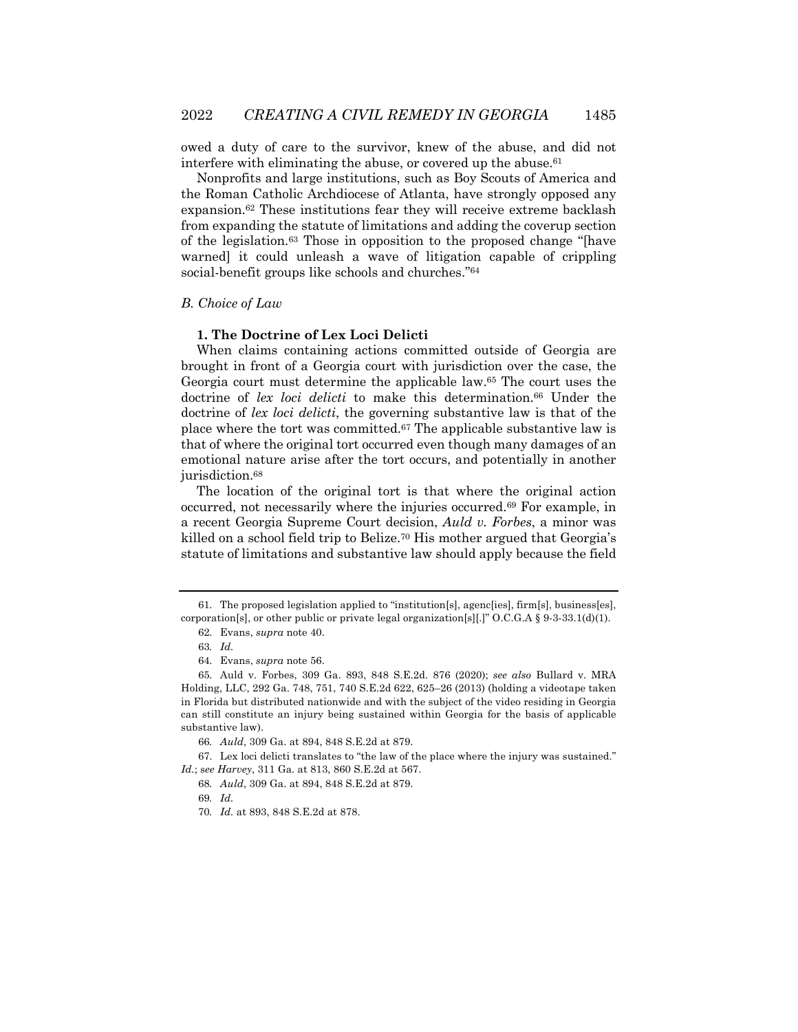owed a duty of care to the survivor, knew of the abuse, and did not interfere with eliminating the abuse, or covered up the abuse.[61]

Nonprofits and large institutions, such as Boy Scouts of America and the Roman Catholic Archdiocese of Atlanta, have strongly opposed any expansion.[62] These institutions fear they will receive extreme backlash from expanding the statute of limitations and adding the coverup section of the legislation.[63] Those in opposition to the proposed change "[have warned] it could unleash a wave of litigation capable of crippling social-benefit groups like schools and churches."[64]

### *B. Choice of Law*

#### **1. The Doctrine of Lex Loci Delicti**

When claims containing actions committed outside of Georgia are brought in front of a Georgia court with jurisdiction over the case, the Georgia court must determine the applicable law.[65] The court uses the doctrine of *lex loci delicti* to make this determination.[66] Under the doctrine of *lex loci delicti*, the governing substantive law is that of the place where the tort was committed.[67] The applicable substantive law is that of where the original tort occurred even though many damages of an emotional nature arise after the tort occurs, and potentially in another jurisdiction.[68]

The location of the original tort is that where the original action occurred, not necessarily where the injuries occurred.[69] For example, in a recent Georgia Supreme Court decision, *Auld v. Forbes*, a minor was killed on a school field trip to Belize.[70] His mother argued that Georgia's statute of limitations and substantive law should apply because the field

---

61. The proposed legislation applied to "institution[s], agenc[ies], firm[s], business[es], corporation[s], or other public or private legal organization[s][.]" O.C.G.A § 9-3-33.1(d)(1).

62. Evans, *supra* note 40.

63. *Id.*

64. Evans, *supra* note 56.

65. Auld v. Forbes, 309 Ga. 893, 848 S.E.2d. 876 (2020); *see also* Bullard v. MRA Holding, LLC, 292 Ga. 748, 751, 740 S.E.2d 622, 625–26 (2013) (holding a videotape taken in Florida but distributed nationwide and with the subject of the video residing in Georgia can still constitute an injury being sustained within Georgia for the basis of applicable substantive law).

66. *Auld*, 309 Ga. at 894, 848 S.E.2d at 879.

67. Lex loci delicti translates to "the law of the place where the injury was sustained." *Id.*; *see Harvey*, 311 Ga. at 813, 860 S.E.2d at 567.

68. *Auld*, 309 Ga. at 894, 848 S.E.2d at 879.

69. *Id.*

70. *Id.* at 893, 848 S.E.2d at 878.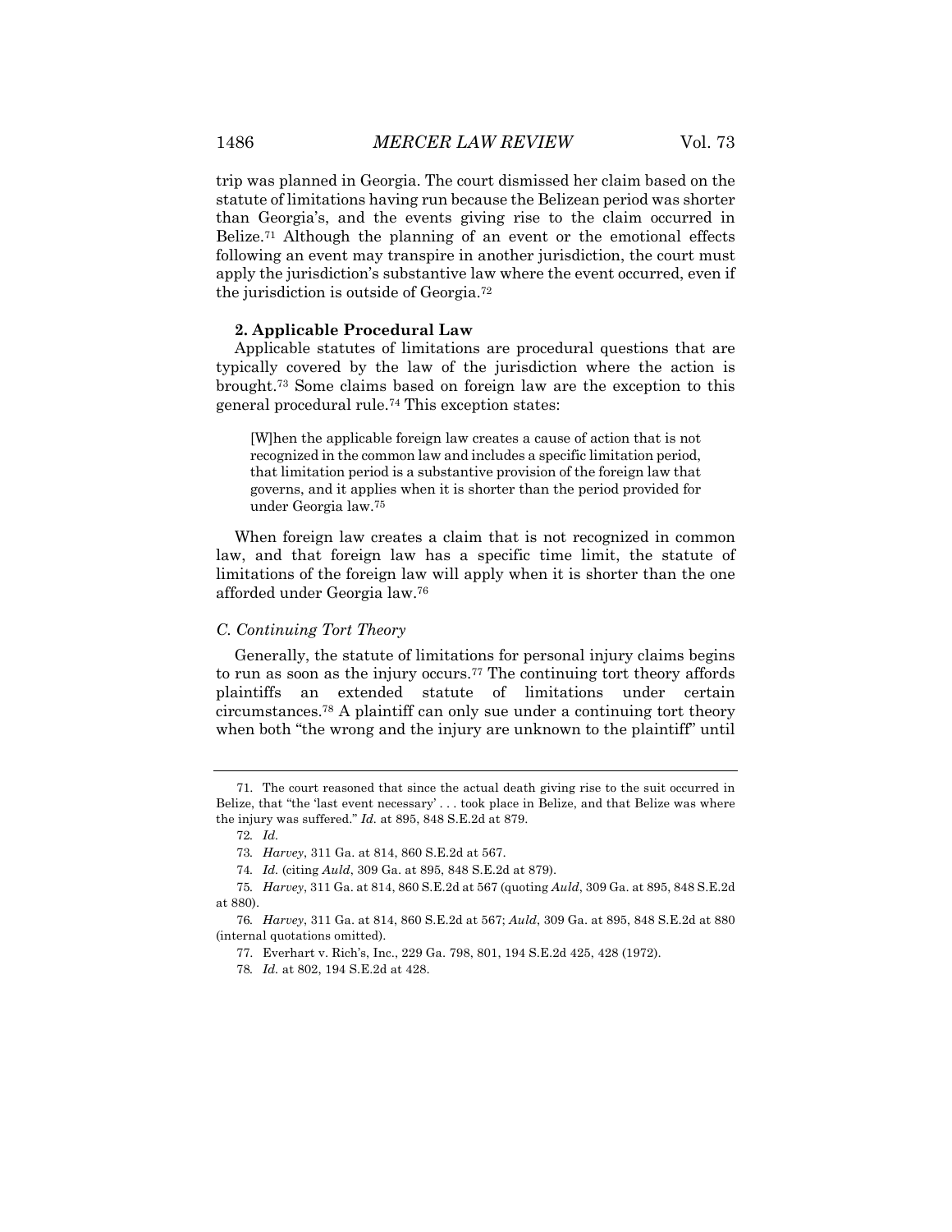trip was planned in Georgia. The court dismissed her claim based on the statute of limitations having run because the Belizean period was shorter than Georgia's, and the events giving rise to the claim occurred in Belize.[71] Although the planning of an event or the emotional effects following an event may transpire in another jurisdiction, the court must apply the jurisdiction's substantive law where the event occurred, even if the jurisdiction is outside of Georgia.[72]

### 2. Applicable Procedural Law

Applicable statutes of limitations are procedural questions that are typically covered by the law of the jurisdiction where the action is brought.[73] Some claims based on foreign law are the exception to this general procedural rule.[74] This exception states:

> [W]hen the applicable foreign law creates a cause of action that is not recognized in the common law and includes a specific limitation period, that limitation period is a substantive provision of the foreign law that governs, and it applies when it is shorter than the period provided for under Georgia law.[75]

When foreign law creates a claim that is not recognized in common law, and that foreign law has a specific time limit, the statute of limitations of the foreign law will apply when it is shorter than the one afforded under Georgia law.[76]

## *C. Continuing Tort Theory*

Generally, the statute of limitations for personal injury claims begins to run as soon as the injury occurs.[77] The continuing tort theory affords plaintiffs an extended statute of limitations under certain circumstances.[78] A plaintiff can only sue under a continuing tort theory when both "the wrong and the injury are unknown to the plaintiff" until

---

71. The court reasoned that since the actual death giving rise to the suit occurred in Belize, that "the 'last event necessary' . . . took place in Belize, and that Belize was where the injury was suffered." *Id.* at 895, 848 S.E.2d at 879.

72. *Id.*

73. *Harvey*, 311 Ga. at 814, 860 S.E.2d at 567.

74. *Id.* (citing *Auld*, 309 Ga. at 895, 848 S.E.2d at 879).

75. *Harvey*, 311 Ga. at 814, 860 S.E.2d at 567 (quoting *Auld*, 309 Ga. at 895, 848 S.E.2d at 880).

76. *Harvey*, 311 Ga. at 814, 860 S.E.2d at 567; *Auld*, 309 Ga. at 895, 848 S.E.2d at 880 (internal quotations omitted).

77. Everhart v. Rich's, Inc., 229 Ga. 798, 801, 194 S.E.2d 425, 428 (1972).

78. *Id.* at 802, 194 S.E.2d at 428.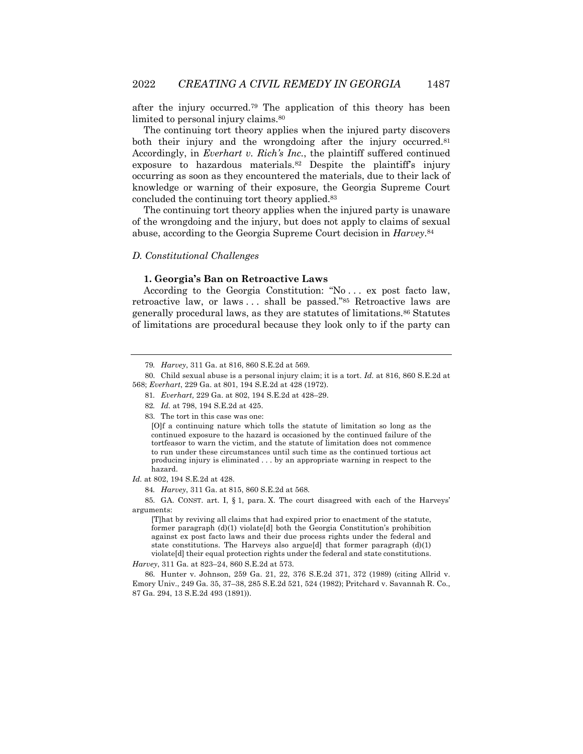after the injury occurred.[79] The application of this theory has been limited to personal injury claims.[80]

The continuing tort theory applies when the injured party discovers both their injury and the wrongdoing after the injury occurred.[81] Accordingly, in *Everhart v. Rich's Inc.*, the plaintiff suffered continued exposure to hazardous materials.[82] Despite the plaintiff's injury occurring as soon as they encountered the materials, due to their lack of knowledge or warning of their exposure, the Georgia Supreme Court concluded the continuing tort theory applied.[83]

The continuing tort theory applies when the injured party is unaware of the wrongdoing and the injury, but does not apply to claims of sexual abuse, according to the Georgia Supreme Court decision in *Harvey*.[84]

### *D. Constitutional Challenges*

#### 1. Georgia's Ban on Retroactive Laws

According to the Georgia Constitution: "No . . . ex post facto law, retroactive law, or laws . . . shall be passed."[85] Retroactive laws are generally procedural laws, as they are statutes of limitations.[86] Statutes of limitations are procedural because they look only to if the party can

---

79. *Harvey*, 311 Ga. at 816, 860 S.E.2d at 569.

80. Child sexual abuse is a personal injury claim; it is a tort. *Id.* at 816, 860 S.E.2d at 568; *Everhart*, 229 Ga. at 801, 194 S.E.2d at 428 (1972).

81. *Everhart,* 229 Ga. at 802, 194 S.E.2d at 428–29.

82. *Id.* at 798, 194 S.E.2d at 425.

83. The tort in this case was one:

> [O]f a continuing nature which tolls the statute of limitation so long as the continued exposure to the hazard is occasioned by the continued failure of the tortfeasor to warn the victim, and the statute of limitation does not commence to run under these circumstances until such time as the continued tortious act producing injury is eliminated . . . by an appropriate warning in respect to the hazard.

*Id.* at 802, 194 S.E.2d at 428.

84. *Harvey*, 311 Ga. at 815, 860 S.E.2d at 568.

85. GA. CONST. art. I, § 1, para. X. The court disagreed with each of the Harveys' arguments:

> [T]hat by reviving all claims that had expired prior to enactment of the statute, former paragraph (d)(1) violate[d] both the Georgia Constitution's prohibition against ex post facto laws and their due process rights under the federal and state constitutions. The Harveys also argue[d] that former paragraph (d)(1) violate[d] their equal protection rights under the federal and state constitutions.

*Harvey*, 311 Ga. at 823–24, 860 S.E.2d at 573.

86. Hunter v. Johnson, 259 Ga. 21, 22, 376 S.E.2d 371, 372 (1989) (citing Allrid v. Emory Univ., 249 Ga. 35, 37–38, 285 S.E.2d 521, 524 (1982); Pritchard v. Savannah R. Co., 87 Ga. 294, 13 S.E.2d 493 (1891)).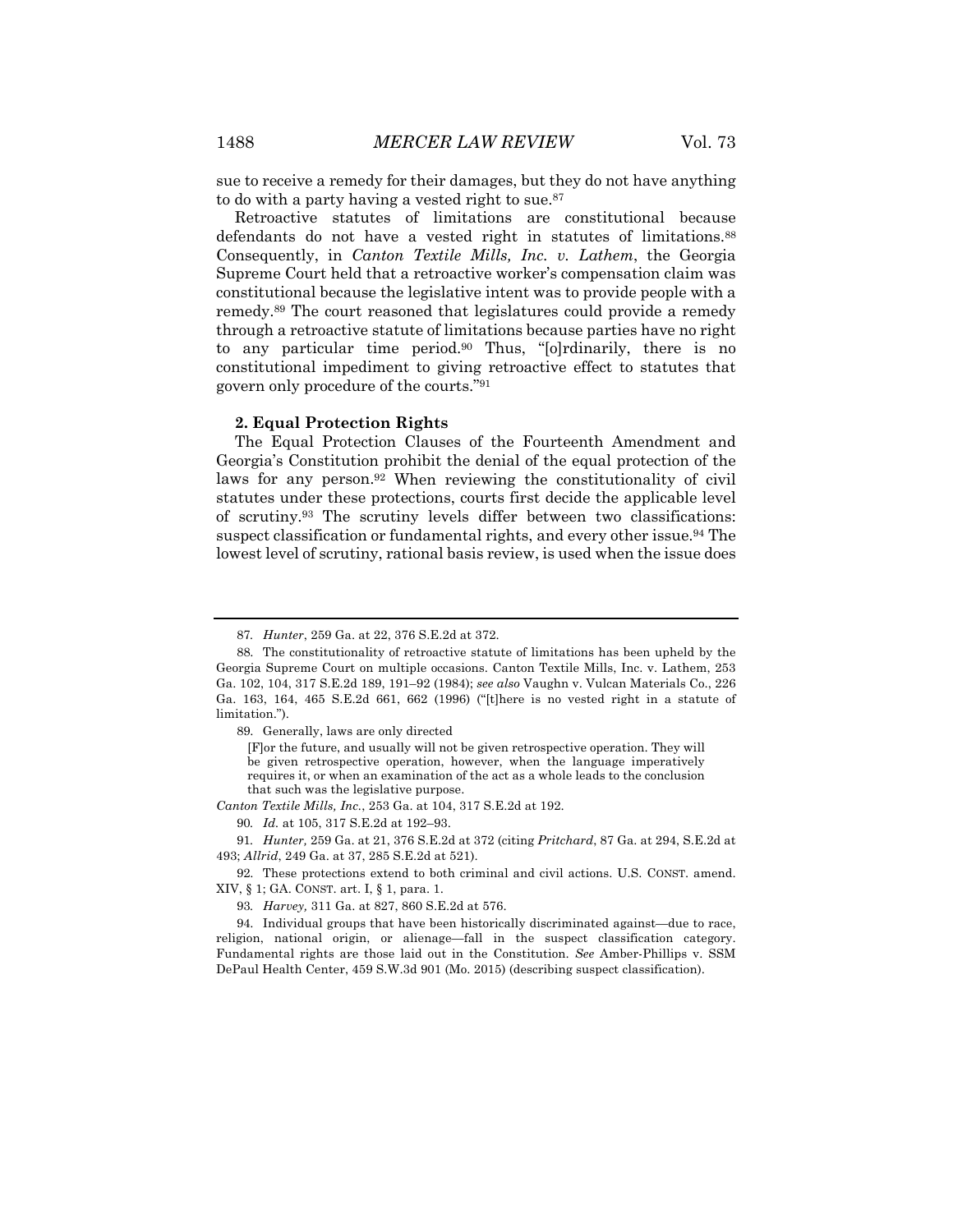sue to receive a remedy for their damages, but they do not have anything to do with a party having a vested right to sue.[87]

Retroactive statutes of limitations are constitutional because defendants do not have a vested right in statutes of limitations.[88] Consequently, in *Canton Textile Mills, Inc. v. Lathem*, the Georgia Supreme Court held that a retroactive worker's compensation claim was constitutional because the legislative intent was to provide people with a remedy.[89] The court reasoned that legislatures could provide a remedy through a retroactive statute of limitations because parties have no right to any particular time period.[90] Thus, "[o]rdinarily, there is no constitutional impediment to giving retroactive effect to statutes that govern only procedure of the courts."[91]

**2. Equal Protection Rights**

The Equal Protection Clauses of the Fourteenth Amendment and Georgia's Constitution prohibit the denial of the equal protection of the laws for any person.[92] When reviewing the constitutionality of civil statutes under these protections, courts first decide the applicable level of scrutiny.[93] The scrutiny levels differ between two classifications: suspect classification or fundamental rights, and every other issue.[94] The lowest level of scrutiny, rational basis review, is used when the issue does

---

87. *Hunter*, 259 Ga. at 22, 376 S.E.2d at 372.

88. The constitutionality of retroactive statute of limitations has been upheld by the Georgia Supreme Court on multiple occasions. Canton Textile Mills, Inc. v. Lathem, 253 Ga. 102, 104, 317 S.E.2d 189, 191–92 (1984); *see also* Vaughn v. Vulcan Materials Co., 226 Ga. 163, 164, 465 S.E.2d 661, 662 (1996) ("[t]here is no vested right in a statute of limitation.").

89. Generally, laws are only directed

> [F]or the future, and usually will not be given retrospective operation. They will be given retrospective operation, however, when the language imperatively requires it, or when an examination of the act as a whole leads to the conclusion that such was the legislative purpose.

*Canton Textile Mills, Inc.*, 253 Ga. at 104, 317 S.E.2d at 192.

90. *Id.* at 105, 317 S.E.2d at 192–93.

91. *Hunter,* 259 Ga. at 21, 376 S.E.2d at 372 (citing *Pritchard*, 87 Ga. at 294, S.E.2d at 493; *Allrid*, 249 Ga. at 37, 285 S.E.2d at 521).

92. These protections extend to both criminal and civil actions. U.S. CONST. amend. XIV, § 1; GA. CONST. art. I, § 1, para. 1.

93. *Harvey,* 311 Ga. at 827, 860 S.E.2d at 576.

94. Individual groups that have been historically discriminated against—due to race, religion, national origin, or alienage—fall in the suspect classification category. Fundamental rights are those laid out in the Constitution. *See* Amber-Phillips v. SSM DePaul Health Center, 459 S.W.3d 901 (Mo. 2015) (describing suspect classification).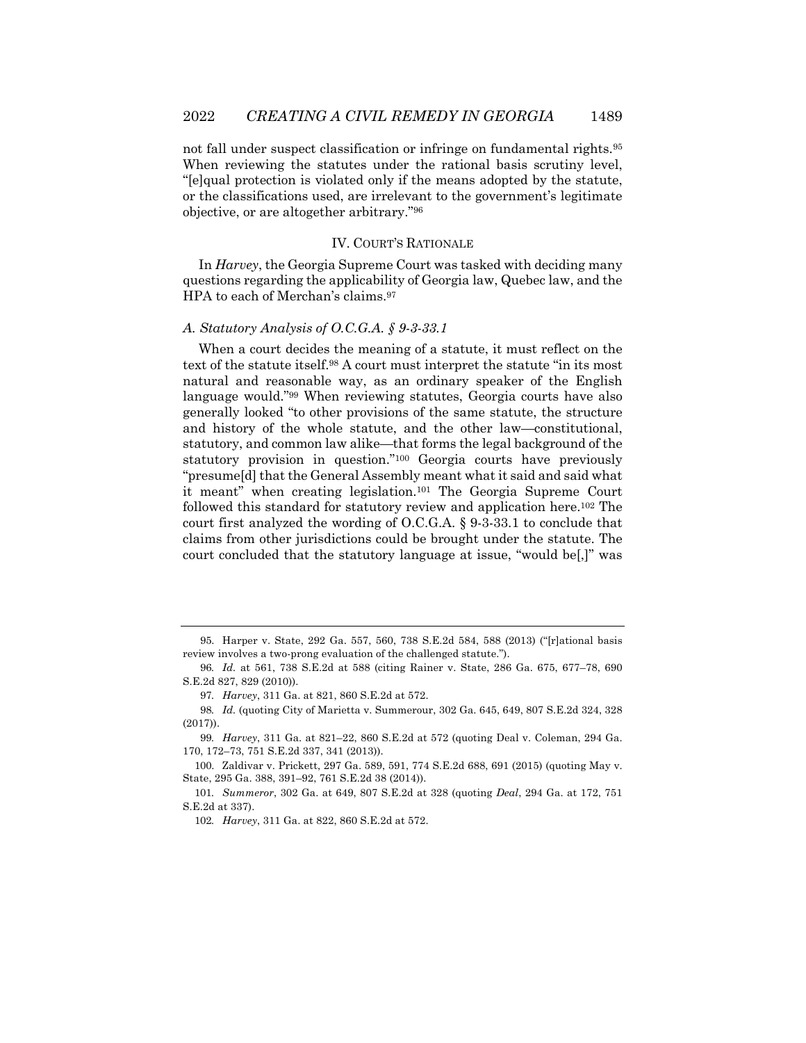not fall under suspect classification or infringe on fundamental rights.[95] When reviewing the statutes under the rational basis scrutiny level, "[e]qual protection is violated only if the means adopted by the statute, or the classifications used, are irrelevant to the government's legitimate objective, or are altogether arbitrary."[96]

## IV. COURT'S RATIONALE

In *Harvey*, the Georgia Supreme Court was tasked with deciding many questions regarding the applicability of Georgia law, Quebec law, and the HPA to each of Merchan's claims.[97]

### *A. Statutory Analysis of O.C.G.A. § 9-3-33.1*

When a court decides the meaning of a statute, it must reflect on the text of the statute itself.[98] A court must interpret the statute "in its most natural and reasonable way, as an ordinary speaker of the English language would."[99] When reviewing statutes, Georgia courts have also generally looked "to other provisions of the same statute, the structure and history of the whole statute, and the other law—constitutional, statutory, and common law alike—that forms the legal background of the statutory provision in question."[100] Georgia courts have previously "presume[d] that the General Assembly meant what it said and said what it meant" when creating legislation.[101] The Georgia Supreme Court followed this standard for statutory review and application here.[102] The court first analyzed the wording of O.C.G.A. § 9-3-33.1 to conclude that claims from other jurisdictions could be brought under the statute. The court concluded that the statutory language at issue, "would be[,]" was

---

95. Harper v. State, 292 Ga. 557, 560, 738 S.E.2d 584, 588 (2013) ("[r]ational basis review involves a two-prong evaluation of the challenged statute.").

96. *Id.* at 561, 738 S.E.2d at 588 (citing Rainer v. State, 286 Ga. 675, 677–78, 690 S.E.2d 827, 829 (2010)).

97. *Harvey*, 311 Ga. at 821, 860 S.E.2d at 572.

98. *Id.* (quoting City of Marietta v. Summerour, 302 Ga. 645, 649, 807 S.E.2d 324, 328 (2017)).

99. *Harvey*, 311 Ga. at 821–22, 860 S.E.2d at 572 (quoting Deal v. Coleman, 294 Ga. 170, 172–73, 751 S.E.2d 337, 341 (2013)).

100. Zaldivar v. Prickett, 297 Ga. 589, 591, 774 S.E.2d 688, 691 (2015) (quoting May v. State, 295 Ga. 388, 391–92, 761 S.E.2d 38 (2014)).

101. *Summeror*, 302 Ga. at 649, 807 S.E.2d at 328 (quoting *Deal*, 294 Ga. at 172, 751 S.E.2d at 337).

102. *Harvey*, 311 Ga. at 822, 860 S.E.2d at 572.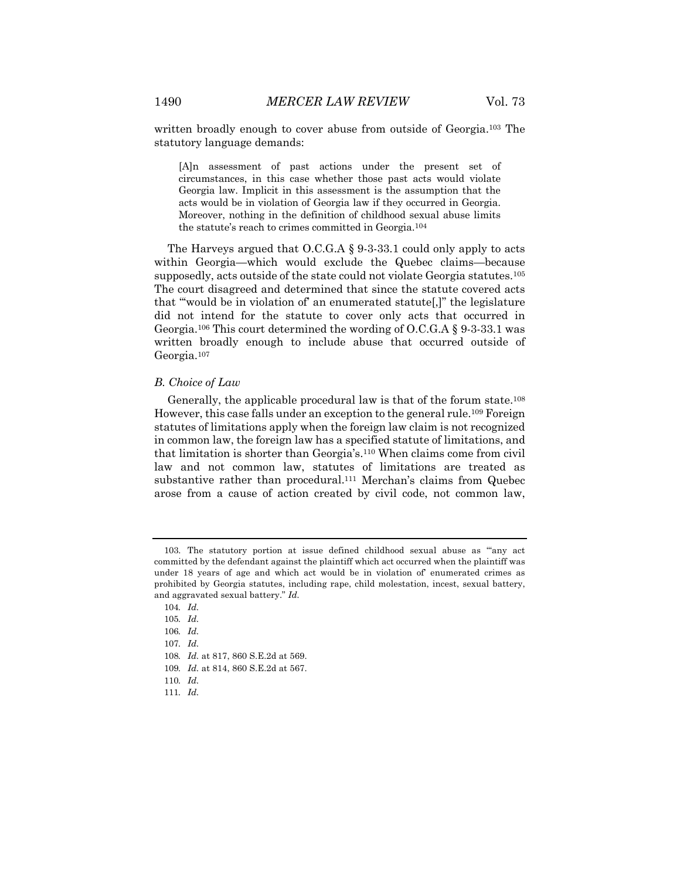written broadly enough to cover abuse from outside of Georgia.[103] The statutory language demands:

> [A]n assessment of past actions under the present set of circumstances, in this case whether those past acts would violate Georgia law. Implicit in this assessment is the assumption that the acts would be in violation of Georgia law if they occurred in Georgia. Moreover, nothing in the definition of childhood sexual abuse limits the statute's reach to crimes committed in Georgia.[104]

The Harveys argued that O.C.G.A § 9-3-33.1 could only apply to acts within Georgia—which would exclude the Quebec claims—because supposedly, acts outside of the state could not violate Georgia statutes.[105] The court disagreed and determined that since the statute covered acts that "'would be in violation of' an enumerated statute[,]" the legislature did not intend for the statute to cover only acts that occurred in Georgia.[106] This court determined the wording of O.C.G.A § 9-3-33.1 was written broadly enough to include abuse that occurred outside of Georgia.[107]

### *B. Choice of Law*

Generally, the applicable procedural law is that of the forum state.[108] However, this case falls under an exception to the general rule.[109] Foreign statutes of limitations apply when the foreign law claim is not recognized in common law, the foreign law has a specified statute of limitations, and that limitation is shorter than Georgia's.[110] When claims come from civil law and not common law, statutes of limitations are treated as substantive rather than procedural.[111] Merchan's claims from Quebec arose from a cause of action created by civil code, not common law,

---

103. The statutory portion at issue defined childhood sexual abuse as "'any act committed by the defendant against the plaintiff which act occurred when the plaintiff was under 18 years of age and which act would be in violation of' enumerated crimes as prohibited by Georgia statutes, including rape, child molestation, incest, sexual battery, and aggravated sexual battery." *Id.*

104. *Id.*

105. *Id.*

106. *Id.*

107. *Id.*

108. *Id.* at 817, 860 S.E.2d at 569.

109. *Id.* at 814, 860 S.E.2d at 567.

110. *Id.*

111. *Id.*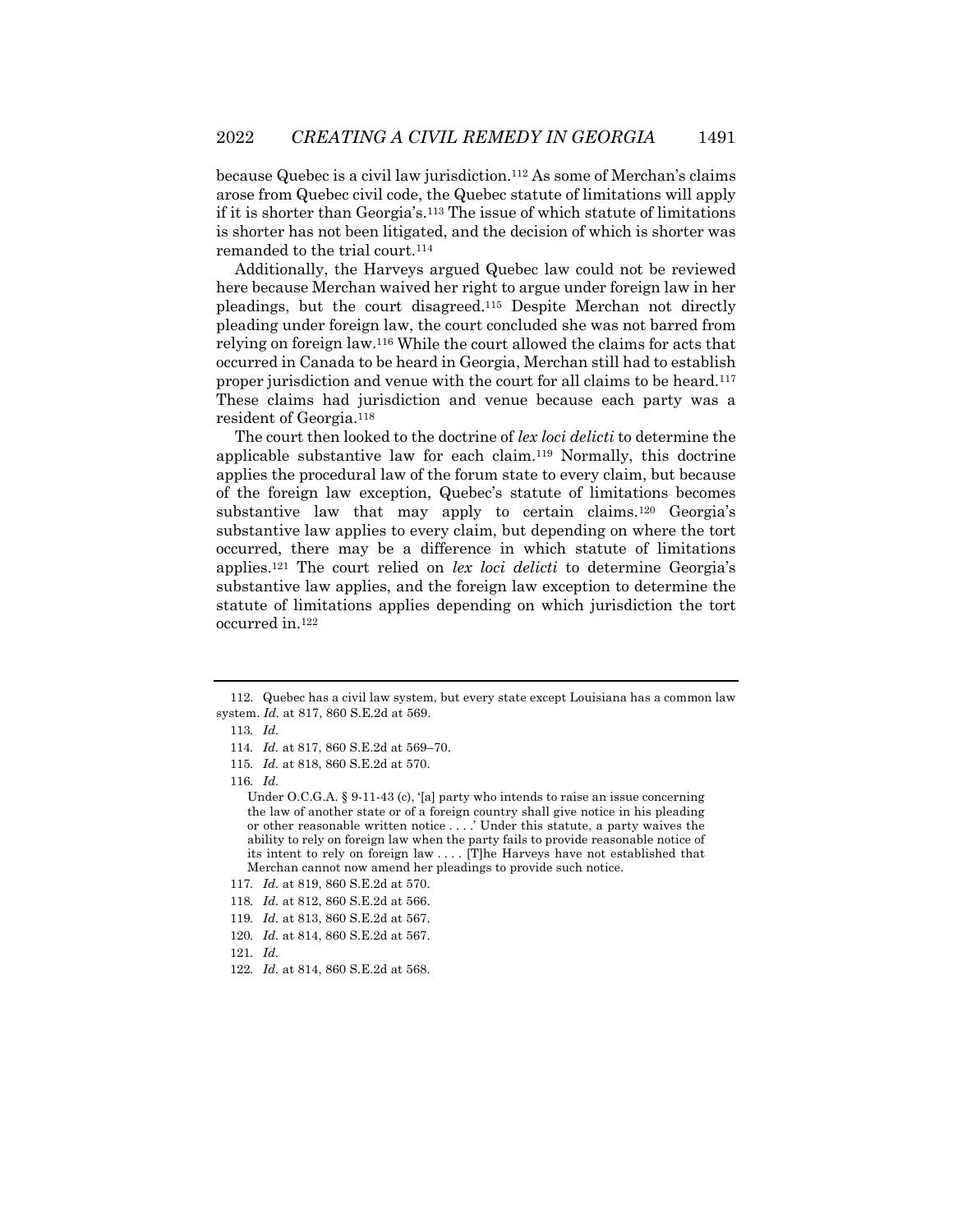because Quebec is a civil law jurisdiction.[112] As some of Merchan's claims arose from Quebec civil code, the Quebec statute of limitations will apply if it is shorter than Georgia's.[113] The issue of which statute of limitations is shorter has not been litigated, and the decision of which is shorter was remanded to the trial court.[114]

Additionally, the Harveys argued Quebec law could not be reviewed here because Merchan waived her right to argue under foreign law in her pleadings, but the court disagreed.[115] Despite Merchan not directly pleading under foreign law, the court concluded she was not barred from relying on foreign law.[116] While the court allowed the claims for acts that occurred in Canada to be heard in Georgia, Merchan still had to establish proper jurisdiction and venue with the court for all claims to be heard.[117] These claims had jurisdiction and venue because each party was a resident of Georgia.[118]

The court then looked to the doctrine of *lex loci delicti* to determine the applicable substantive law for each claim.[119] Normally, this doctrine applies the procedural law of the forum state to every claim, but because of the foreign law exception, Quebec's statute of limitations becomes substantive law that may apply to certain claims.[120] Georgia's substantive law applies to every claim, but depending on where the tort occurred, there may be a difference in which statute of limitations applies.[121] The court relied on *lex loci delicti* to determine Georgia's substantive law applies, and the foreign law exception to determine the statute of limitations applies depending on which jurisdiction the tort occurred in.[122]

---

112. Quebec has a civil law system, but every state except Louisiana has a common law system. *Id.* at 817, 860 S.E.2d at 569.

113. *Id.*

114. *Id.* at 817, 860 S.E.2d at 569–70.

115. *Id.* at 818, 860 S.E.2d at 570.

116. *Id.*

> Under O.C.G.A. § 9-11-43 (c), '[a] party who intends to raise an issue concerning the law of another state or of a foreign country shall give notice in his pleading or other reasonable written notice . . . .' Under this statute, a party waives the ability to rely on foreign law when the party fails to provide reasonable notice of its intent to rely on foreign law . . . . [T]he Harveys have not established that Merchan cannot now amend her pleadings to provide such notice.

117. *Id.* at 819, 860 S.E.2d at 570.

118. *Id.* at 812, 860 S.E.2d at 566.

119. *Id.* at 813, 860 S.E.2d at 567.

120. *Id.* at 814, 860 S.E.2d at 567.

121. *Id.*

122. *Id.* at 814, 860 S.E.2d at 568.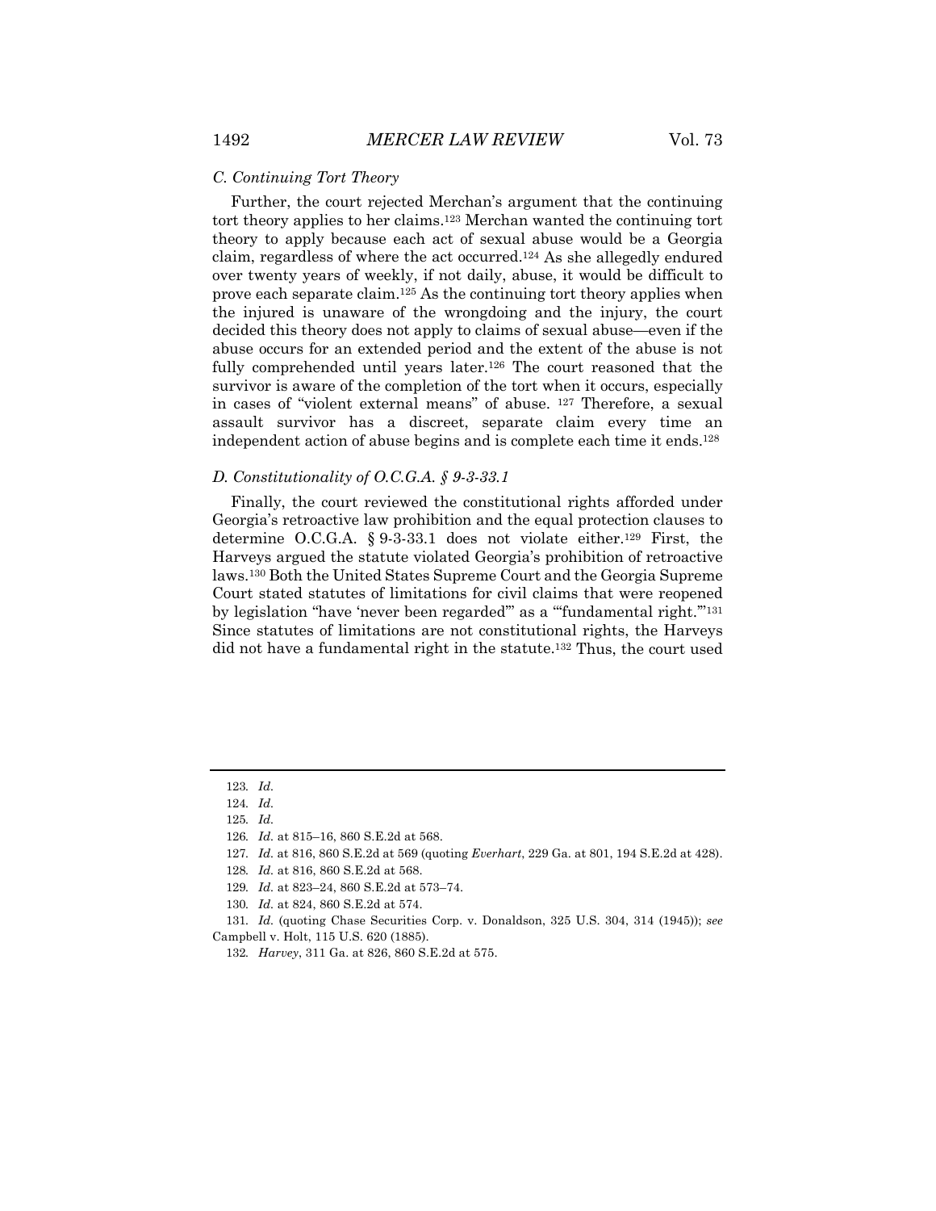### *C. Continuing Tort Theory*

Further, the court rejected Merchan's argument that the continuing tort theory applies to her claims.[123] Merchan wanted the continuing tort theory to apply because each act of sexual abuse would be a Georgia claim, regardless of where the act occurred.[124] As she allegedly endured over twenty years of weekly, if not daily, abuse, it would be difficult to prove each separate claim.[125] As the continuing tort theory applies when the injured is unaware of the wrongdoing and the injury, the court decided this theory does not apply to claims of sexual abuse—even if the abuse occurs for an extended period and the extent of the abuse is not fully comprehended until years later.[126] The court reasoned that the survivor is aware of the completion of the tort when it occurs, especially in cases of "violent external means" of abuse. [127] Therefore, a sexual assault survivor has a discreet, separate claim every time an independent action of abuse begins and is complete each time it ends.[128]

### *D. Constitutionality of O.C.G.A. § 9-3-33.1*

Finally, the court reviewed the constitutional rights afforded under Georgia's retroactive law prohibition and the equal protection clauses to determine O.C.G.A. § 9-3-33.1 does not violate either.[129] First, the Harveys argued the statute violated Georgia's prohibition of retroactive laws.[130] Both the United States Supreme Court and the Georgia Supreme Court stated statutes of limitations for civil claims that were reopened by legislation "have 'never been regarded'" as a "'fundamental right.'"[131] Since statutes of limitations are not constitutional rights, the Harveys did not have a fundamental right in the statute.[132] Thus, the court used

---

123. *Id.*

124. *Id.*

125. *Id.*

126. *Id.* at 815–16, 860 S.E.2d at 568.

127. *Id.* at 816, 860 S.E.2d at 569 (quoting *Everhart*, 229 Ga. at 801, 194 S.E.2d at 428).

128. *Id.* at 816, 860 S.E.2d at 568.

129. *Id.* at 823–24, 860 S.E.2d at 573–74.

130. *Id.* at 824, 860 S.E.2d at 574.

131. *Id.* (quoting Chase Securities Corp. v. Donaldson, 325 U.S. 304, 314 (1945)); *see* Campbell v. Holt, 115 U.S. 620 (1885).

132. *Harvey*, 311 Ga. at 826, 860 S.E.2d at 575.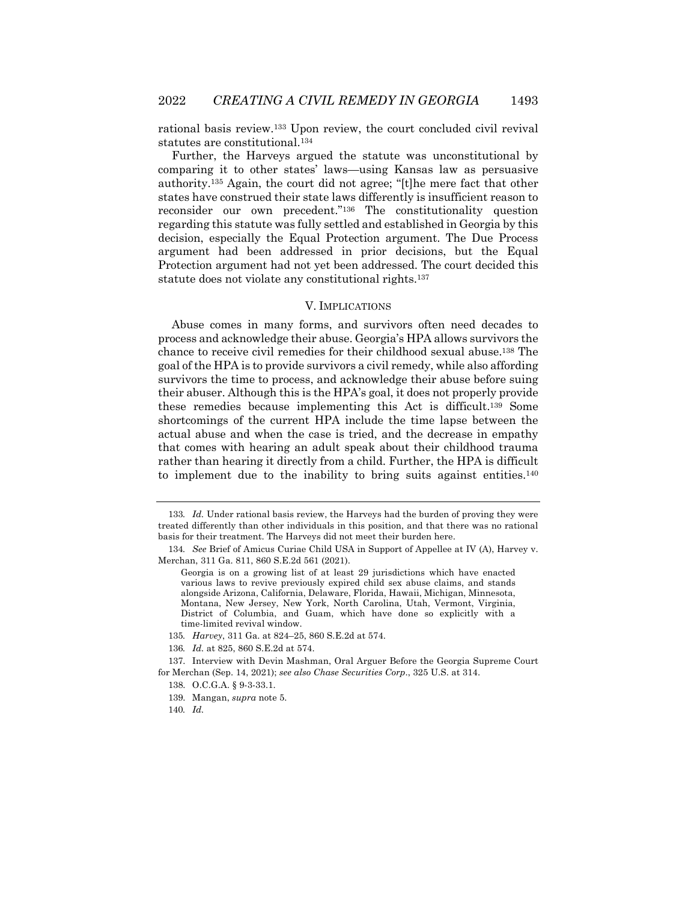rational basis review.[133] Upon review, the court concluded civil revival statutes are constitutional.[134]

Further, the Harveys argued the statute was unconstitutional by comparing it to other states' laws—using Kansas law as persuasive authority.[135] Again, the court did not agree; "[t]he mere fact that other states have construed their state laws differently is insufficient reason to reconsider our own precedent."[136] The constitutionality question regarding this statute was fully settled and established in Georgia by this decision, especially the Equal Protection argument. The Due Process argument had been addressed in prior decisions, but the Equal Protection argument had not yet been addressed. The court decided this statute does not violate any constitutional rights.[137]

## V. IMPLICATIONS

Abuse comes in many forms, and survivors often need decades to process and acknowledge their abuse. Georgia's HPA allows survivors the chance to receive civil remedies for their childhood sexual abuse.[138] The goal of the HPA is to provide survivors a civil remedy, while also affording survivors the time to process, and acknowledge their abuse before suing their abuser. Although this is the HPA's goal, it does not properly provide these remedies because implementing this Act is difficult.[139] Some shortcomings of the current HPA include the time lapse between the actual abuse and when the case is tried, and the decrease in empathy that comes with hearing an adult speak about their childhood trauma rather than hearing it directly from a child. Further, the HPA is difficult to implement due to the inability to bring suits against entities.[140]

---

133. *Id.* Under rational basis review, the Harveys had the burden of proving they were treated differently than other individuals in this position, and that there was no rational basis for their treatment. The Harveys did not meet their burden here.

134. *See* Brief of Amicus Curiae Child USA in Support of Appellee at IV (A), Harvey v. Merchan, 311 Ga. 811, 860 S.E.2d 561 (2021).

> Georgia is on a growing list of at least 29 jurisdictions which have enacted various laws to revive previously expired child sex abuse claims, and stands alongside Arizona, California, Delaware, Florida, Hawaii, Michigan, Minnesota, Montana, New Jersey, New York, North Carolina, Utah, Vermont, Virginia, District of Columbia, and Guam, which have done so explicitly with a time-limited revival window.

135. *Harvey*, 311 Ga. at 824–25, 860 S.E.2d at 574.

136. *Id.* at 825, 860 S.E.2d at 574.

137. Interview with Devin Mashman, Oral Arguer Before the Georgia Supreme Court for Merchan (Sep. 14, 2021); *see also Chase Securities Corp.*, 325 U.S. at 314.

138. O.C.G.A. § 9-3-33.1.

139. Mangan, *supra* note 5.

140. *Id.*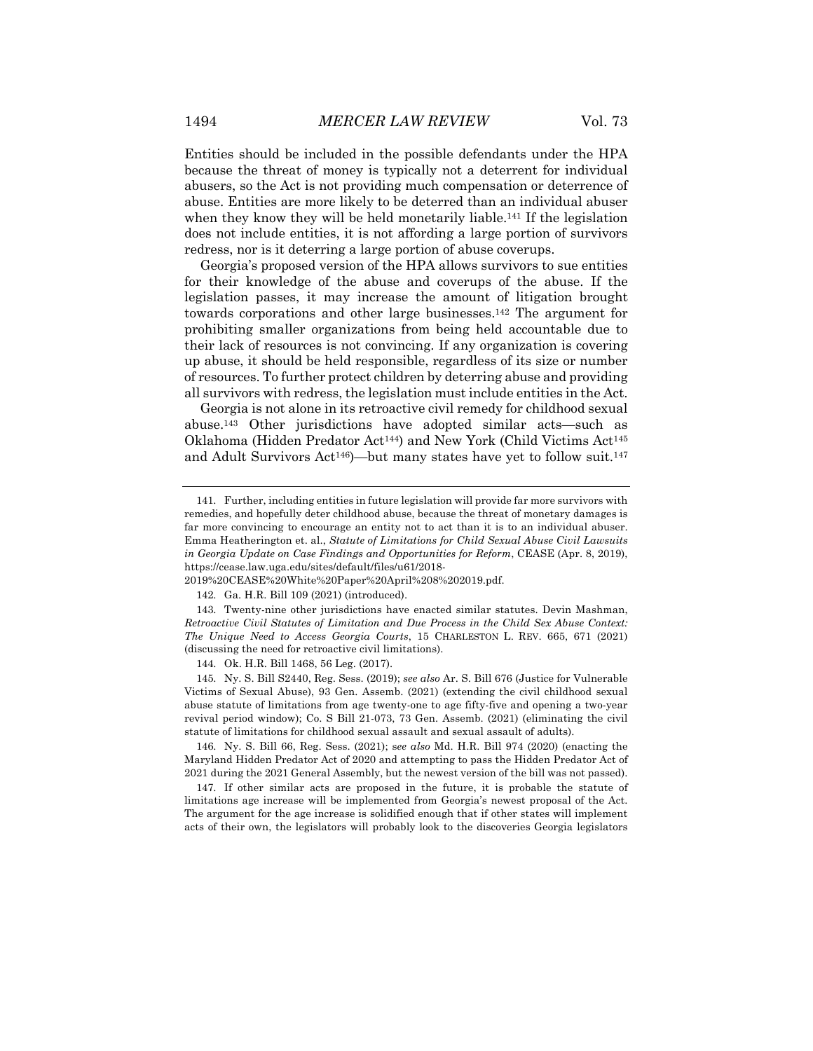Entities should be included in the possible defendants under the HPA because the threat of money is typically not a deterrent for individual abusers, so the Act is not providing much compensation or deterrence of abuse. Entities are more likely to be deterred than an individual abuser when they know they will be held monetarily liable.[141] If the legislation does not include entities, it is not affording a large portion of survivors redress, nor is it deterring a large portion of abuse coverups.

Georgia's proposed version of the HPA allows survivors to sue entities for their knowledge of the abuse and coverups of the abuse. If the legislation passes, it may increase the amount of litigation brought towards corporations and other large businesses.[142] The argument for prohibiting smaller organizations from being held accountable due to their lack of resources is not convincing. If any organization is covering up abuse, it should be held responsible, regardless of its size or number of resources. To further protect children by deterring abuse and providing all survivors with redress, the legislation must include entities in the Act.

Georgia is not alone in its retroactive civil remedy for childhood sexual abuse.[143] Other jurisdictions have adopted similar acts—such as Oklahoma (Hidden Predator Act[144]) and New York (Child Victims Act[145] and Adult Survivors Act[146])—but many states have yet to follow suit.[147]

---

141. Further, including entities in future legislation will provide far more survivors with remedies, and hopefully deter childhood abuse, because the threat of monetary damages is far more convincing to encourage an entity not to act than it is to an individual abuser. Emma Heatherington et. al., *Statute of Limitations for Child Sexual Abuse Civil Lawsuits in Georgia Update on Case Findings and Opportunities for Reform*, CEASE (Apr. 8, 2019), https://cease.law.uga.edu/sites/default/files/u61/2018-2019%20CEASE%20White%20Paper%20April%208%202019.pdf.

142. Ga. H.R. Bill 109 (2021) (introduced).

143. Twenty-nine other jurisdictions have enacted similar statutes. Devin Mashman, *Retroactive Civil Statutes of Limitation and Due Process in the Child Sex Abuse Context: The Unique Need to Access Georgia Courts*, 15 CHARLESTON L. REV. 665, 671 (2021) (discussing the need for retroactive civil limitations).

144. Ok. H.R. Bill 1468, 56 Leg. (2017).

145. Ny. S. Bill S2440, Reg. Sess. (2019); *see also* Ar. S. Bill 676 (Justice for Vulnerable Victims of Sexual Abuse), 93 Gen. Assemb. (2021) (extending the civil childhood sexual abuse statute of limitations from age twenty-one to age fifty-five and opening a two-year revival period window); Co. S Bill 21-073, 73 Gen. Assemb. (2021) (eliminating the civil statute of limitations for childhood sexual assault and sexual assault of adults).

146. Ny. S. Bill 66, Reg. Sess. (2021); s*ee also* Md. H.R. Bill 974 (2020) (enacting the Maryland Hidden Predator Act of 2020 and attempting to pass the Hidden Predator Act of 2021 during the 2021 General Assembly, but the newest version of the bill was not passed).

147. If other similar acts are proposed in the future, it is probable the statute of limitations age increase will be implemented from Georgia's newest proposal of the Act. The argument for the age increase is solidified enough that if other states will implement acts of their own, the legislators will probably look to the discoveries Georgia legislators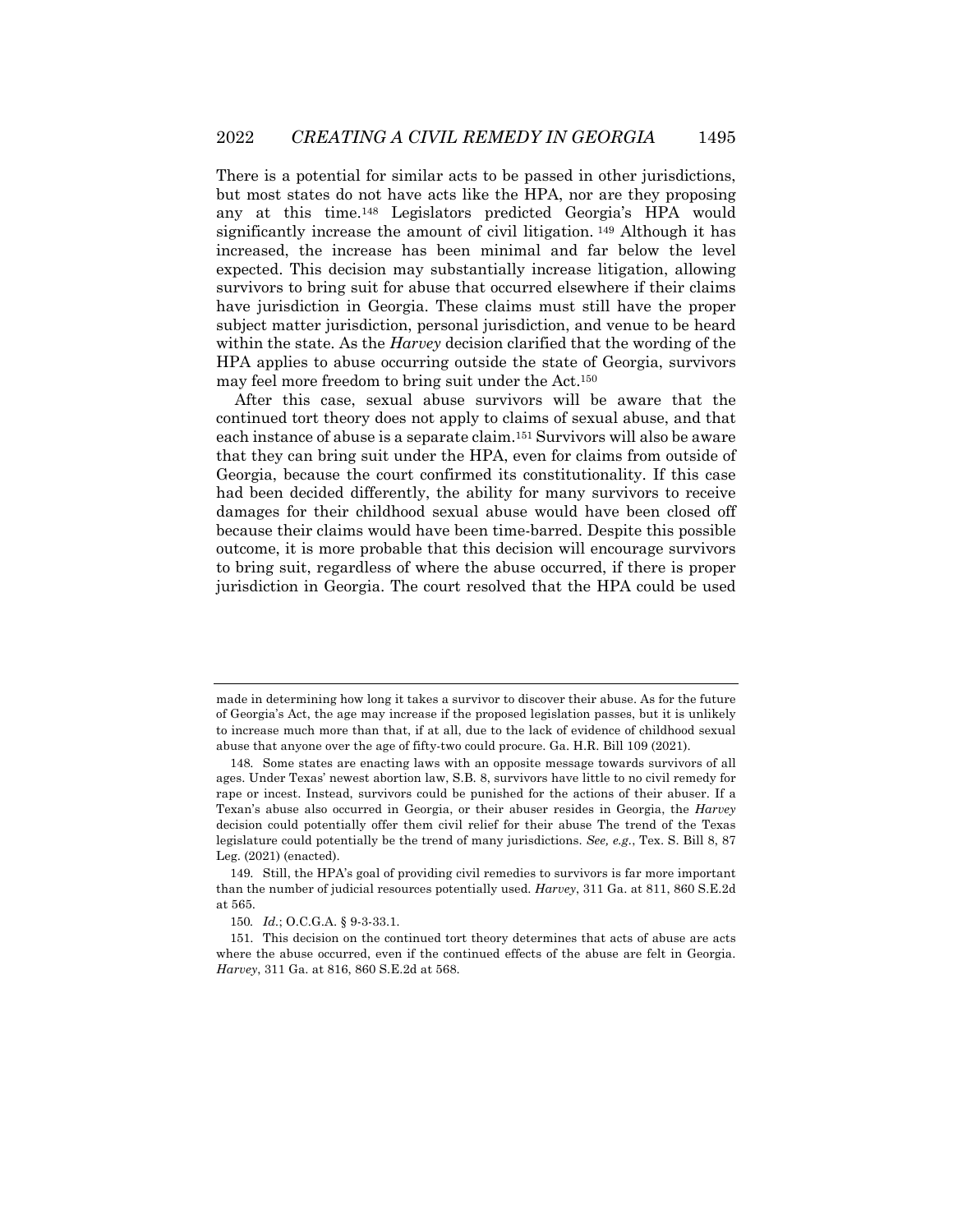There is a potential for similar acts to be passed in other jurisdictions, but most states do not have acts like the HPA, nor are they proposing any at this time.[148] Legislators predicted Georgia's HPA would significantly increase the amount of civil litigation.[149] Although it has increased, the increase has been minimal and far below the level expected. This decision may substantially increase litigation, allowing survivors to bring suit for abuse that occurred elsewhere if their claims have jurisdiction in Georgia. These claims must still have the proper subject matter jurisdiction, personal jurisdiction, and venue to be heard within the state. As the *Harvey* decision clarified that the wording of the HPA applies to abuse occurring outside the state of Georgia, survivors may feel more freedom to bring suit under the Act.[150]

After this case, sexual abuse survivors will be aware that the continued tort theory does not apply to claims of sexual abuse, and that each instance of abuse is a separate claim.[151] Survivors will also be aware that they can bring suit under the HPA, even for claims from outside of Georgia, because the court confirmed its constitutionality. If this case had been decided differently, the ability for many survivors to receive damages for their childhood sexual abuse would have been closed off because their claims would have been time-barred. Despite this possible outcome, it is more probable that this decision will encourage survivors to bring suit, regardless of where the abuse occurred, if there is proper jurisdiction in Georgia. The court resolved that the HPA could be used

---

made in determining how long it takes a survivor to discover their abuse. As for the future of Georgia's Act, the age may increase if the proposed legislation passes, but it is unlikely to increase much more than that, if at all, due to the lack of evidence of childhood sexual abuse that anyone over the age of fifty-two could procure. Ga. H.R. Bill 109 (2021).

148. Some states are enacting laws with an opposite message towards survivors of all ages. Under Texas' newest abortion law, S.B. 8, survivors have little to no civil remedy for rape or incest. Instead, survivors could be punished for the actions of their abuser. If a Texan's abuse also occurred in Georgia, or their abuser resides in Georgia, the *Harvey* decision could potentially offer them civil relief for their abuse The trend of the Texas legislature could potentially be the trend of many jurisdictions. *See, e.g.*, Tex. S. Bill 8, 87 Leg. (2021) (enacted).

149. Still, the HPA's goal of providing civil remedies to survivors is far more important than the number of judicial resources potentially used. *Harvey*, 311 Ga. at 811, 860 S.E.2d at 565.

150. *Id.*; O.C.G.A. § 9-3-33.1.

151. This decision on the continued tort theory determines that acts of abuse are acts where the abuse occurred, even if the continued effects of the abuse are felt in Georgia. *Harvey*, 311 Ga. at 816, 860 S.E.2d at 568.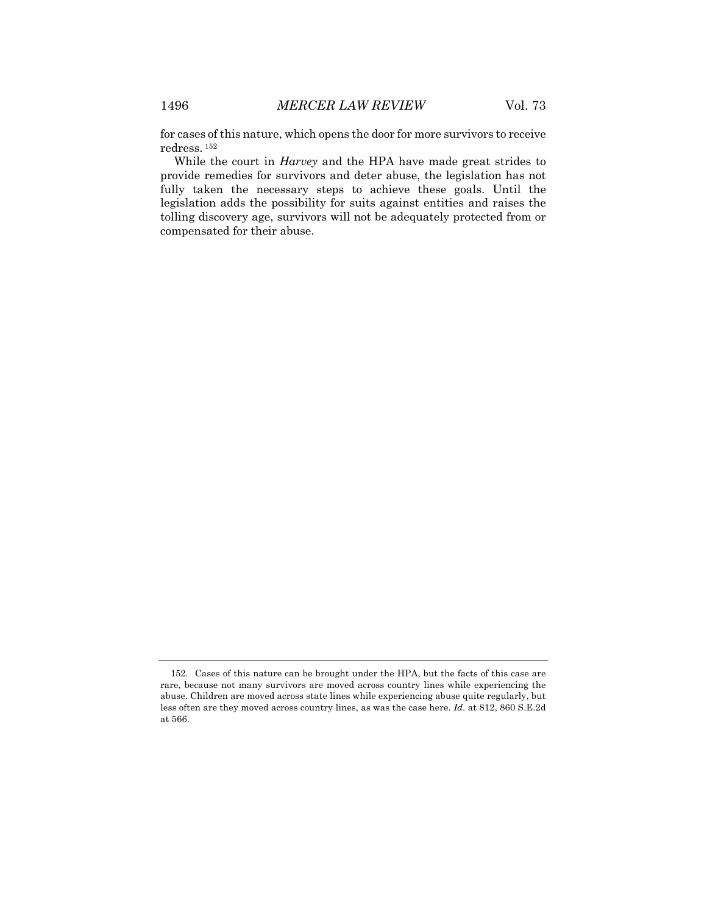for cases of this nature, which opens the door for more survivors to receive redress.[152]

While the court in *Harvey* and the HPA have made great strides to provide remedies for survivors and deter abuse, the legislation has not fully taken the necessary steps to achieve these goals. Until the legislation adds the possibility for suits against entities and raises the tolling discovery age, survivors will not be adequately protected from or compensated for their abuse.

---

152. Cases of this nature can be brought under the HPA, but the facts of this case are rare, because not many survivors are moved across country lines while experiencing the abuse. Children are moved across state lines while experiencing abuse quite regularly, but less often are they moved across country lines, as was the case here. *Id*. at 812, 860 S.E.2d at 566.